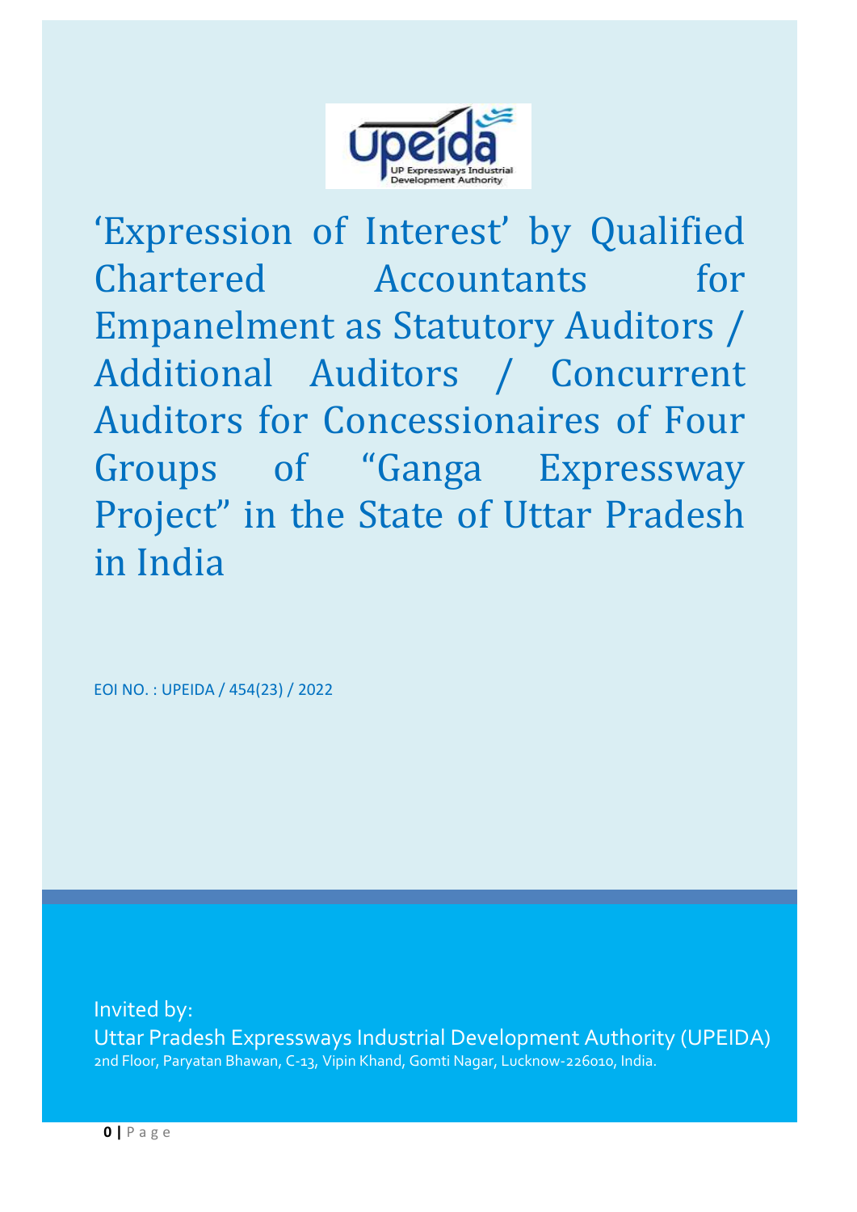# 'Expression of Interest' by Qualified Chartered Accountants for Empanelment as Statutory Auditors / Additional Auditors / Concurrent Auditors for Concessionaires of Four Groups of "Ganga Expressway Project" in the State of Uttar Pradesh in India

EOI NO. : UPEIDA / 454(23) / 2022

Invited by:

Uttar Pradesh Expressways Industrial Development Authority (UPEIDA)

2nd Floor, Paryatan Bhawan, C-13, Vipin Khand, Gomti Nagar, Lucknow-226010, India.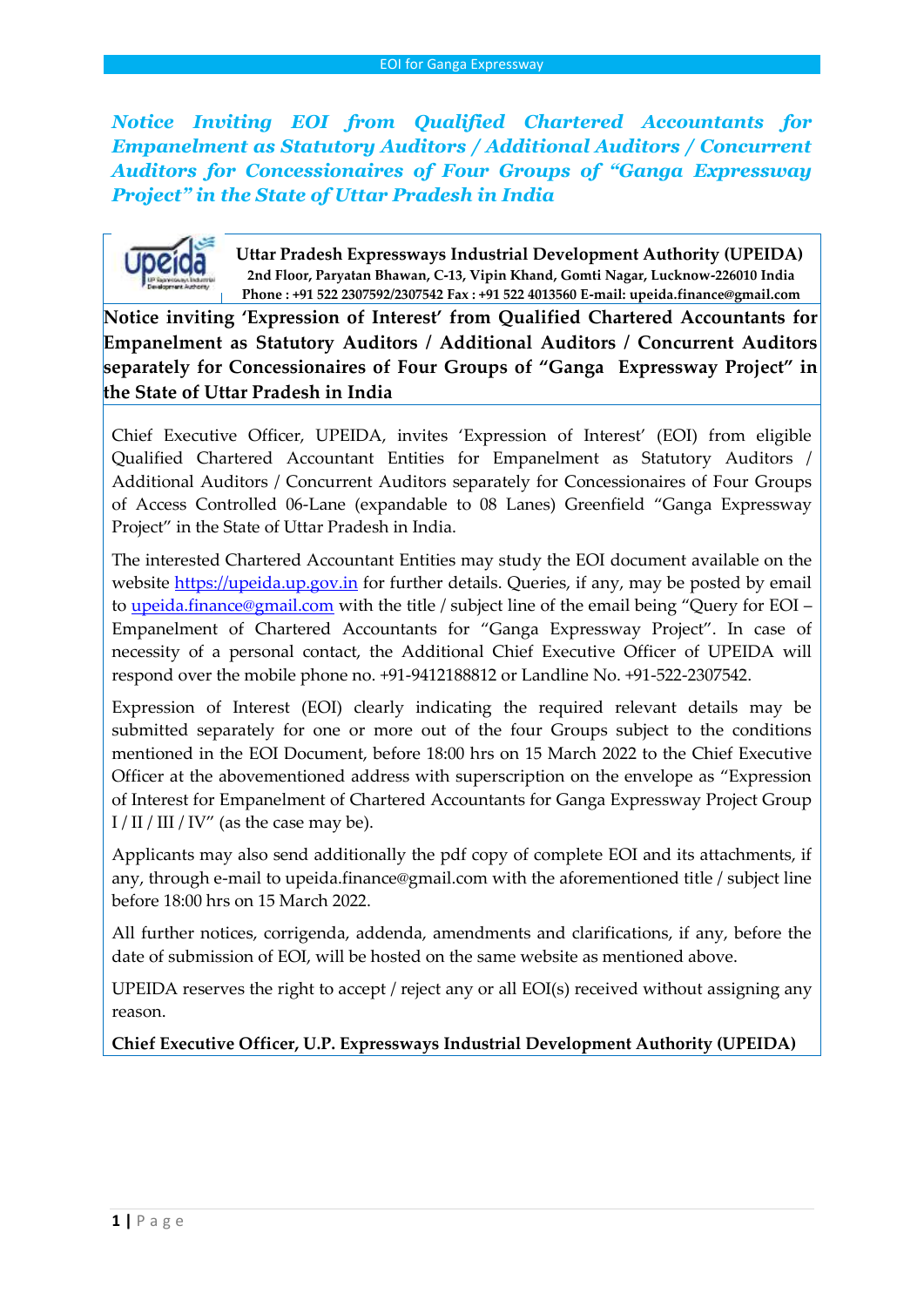*Notice Inviting EOI from Qualified Chartered Accountants for Empanelment as Statutory Auditors / Additional Auditors / Concurrent Auditors for Concessionaires of Four Groups of "Ganga Expressway Project" in the State of Uttar Pradesh in India*

**Uttar Pradesh Expressways Industrial Development Authority (UPEIDA)**
**2nd Floor, Paryatan Bhawan, C-13, Vipin Khand, Gomti Nagar, Lucknow-226010 India**
**Phone : +91 522 2307592/2307542 Fax : +91 522 4013560 E-mail: upeida.finance@gmail.com**

**Notice inviting 'Expression of Interest' from Qualified Chartered Accountants for Empanelment as Statutory Auditors / Additional Auditors / Concurrent Auditors separately for Concessionaires of Four Groups of "Ganga Expressway Project" in the State of Uttar Pradesh in India**

Chief Executive Officer, UPEIDA, invites 'Expression of Interest' (EOI) from eligible Qualified Chartered Accountant Entities for Empanelment as Statutory Auditors / Additional Auditors / Concurrent Auditors separately for Concessionaires of Four Groups of Access Controlled 06-Lane (expandable to 08 Lanes) Greenfield "Ganga Expressway Project" in the State of Uttar Pradesh in India.

The interested Chartered Accountant Entities may study the EOI document available on the website https://upeida.up.gov.in for further details. Queries, if any, may be posted by email to upeida.finance@gmail.com with the title / subject line of the email being "Query for EOI – Empanelment of Chartered Accountants for "Ganga Expressway Project". In case of necessity of a personal contact, the Additional Chief Executive Officer of UPEIDA will respond over the mobile phone no. +91-9412188812 or Landline No. +91-522-2307542.

Expression of Interest (EOI) clearly indicating the required relevant details may be submitted separately for one or more out of the four Groups subject to the conditions mentioned in the EOI Document, before 18:00 hrs on 15 March 2022 to the Chief Executive Officer at the abovementioned address with superscription on the envelope as "Expression of Interest for Empanelment of Chartered Accountants for Ganga Expressway Project Group I / II / III / IV" (as the case may be).

Applicants may also send additionally the pdf copy of complete EOI and its attachments, if any, through e-mail to upeida.finance@gmail.com with the aforementioned title / subject line before 18:00 hrs on 15 March 2022.

All further notices, corrigenda, addenda, amendments and clarifications, if any, before the date of submission of EOI, will be hosted on the same website as mentioned above.

UPEIDA reserves the right to accept / reject any or all EOI(s) received without assigning any reason.

**Chief Executive Officer, U.P. Expressways Industrial Development Authority (UPEIDA)**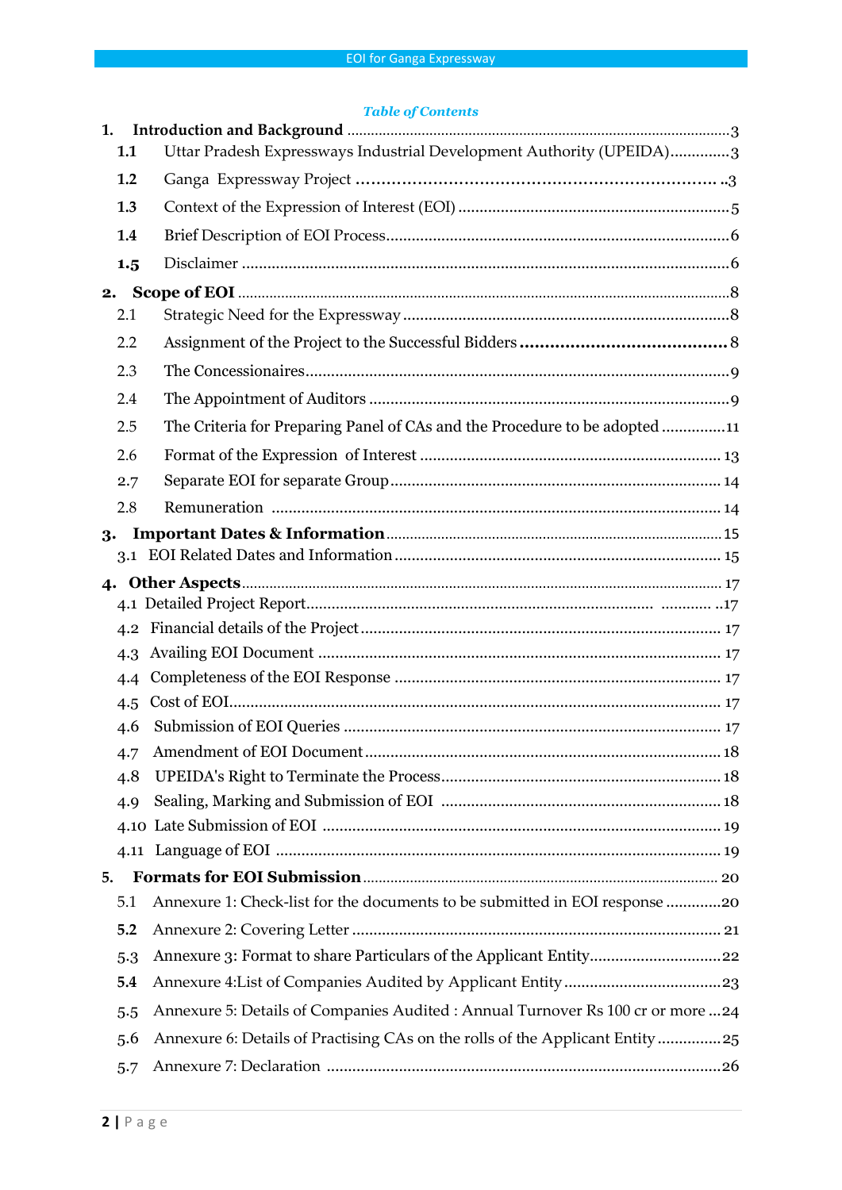*Table of Contents*

1. **Introduction and Background** ........................................ 3
   - 1.1 Uttar Pradesh Expressways Industrial Development Authority (UPEIDA) .............. 3
   - 1.2 Ganga Expressway Project ........................................ 3
   - 1.3 Context of the Expression of Interest (EOI) ........................................ 5
   - 1.4 Brief Description of EOI Process ........................................ 6
   - 1.5 Disclaimer ........................................ 6
2. **Scope of EOI** ........................................ 8
   - 2.1 Strategic Need for the Expressway ........................................ 8
   - 2.2 Assignment of the Project to the Successful Bidders ........................................ 8
   - 2.3 The Concessionaires ........................................ 9
   - 2.4 The Appointment of Auditors ........................................ 9
   - 2.5 The Criteria for Preparing Panel of CAs and the Procedure to be adopted .............. 11
   - 2.6 Format of the Expression of Interest ........................................ 13
   - 2.7 Separate EOI for separate Group ........................................ 14
   - 2.8 Remuneration ........................................ 14
3. **Important Dates & Information** ........................................ 15
   - 3.1 EOI Related Dates and Information ........................................ 15
4. **Other Aspects** ........................................ 17
   - 4.1 Detailed Project Report ........................................ 17
   - 4.2 Financial details of the Project ........................................ 17
   - 4.3 Availing EOI Document ........................................ 17
   - 4.4 Completeness of the EOI Response ........................................ 17
   - 4.5 Cost of EOI ........................................ 17
   - 4.6 Submission of EOI Queries ........................................ 17
   - 4.7 Amendment of EOI Document ........................................ 18
   - 4.8 UPEIDA's Right to Terminate the Process ........................................ 18
   - 4.9 Sealing, Marking and Submission of EOI ........................................ 18
   - 4.10 Late Submission of EOI ........................................ 19
   - 4.11 Language of EOI ........................................ 19
5. **Formats for EOI Submission** ........................................ 20
   - 5.1 Annexure 1: Check-list for the documents to be submitted in EOI response .............20
   - 5.2 Annexure 2: Covering Letter ........................................ 21
   - 5.3 Annexure 3: Format to share Particulars of the Applicant Entity .............. 22
   - 5.4 Annexure 4:List of Companies Audited by Applicant Entity .............. 23
   - 5.5 Annexure 5: Details of Companies Audited : Annual Turnover Rs 100 cr or more ...24
   - 5.6 Annexure 6: Details of Practising CAs on the rolls of the Applicant Entity .............. 25
   - 5.7 Annexure 7: Declaration ........................................ 26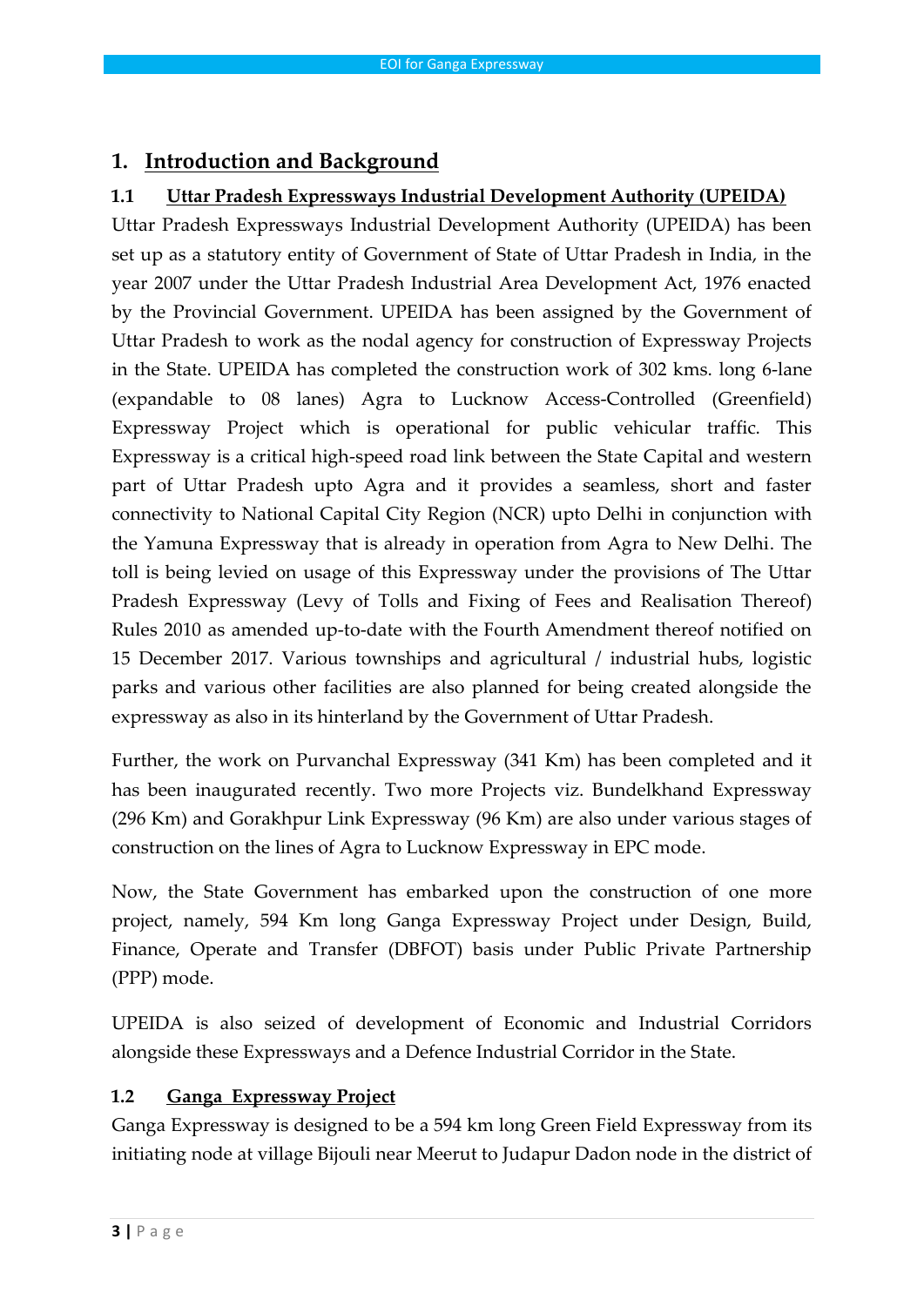# 1. Introduction and Background

## 1.1 Uttar Pradesh Expressways Industrial Development Authority (UPEIDA)

Uttar Pradesh Expressways Industrial Development Authority (UPEIDA) has been set up as a statutory entity of Government of State of Uttar Pradesh in India, in the year 2007 under the Uttar Pradesh Industrial Area Development Act, 1976 enacted by the Provincial Government. UPEIDA has been assigned by the Government of Uttar Pradesh to work as the nodal agency for construction of Expressway Projects in the State. UPEIDA has completed the construction work of 302 kms. long 6-lane (expandable to 08 lanes) Agra to Lucknow Access-Controlled (Greenfield) Expressway Project which is operational for public vehicular traffic. This Expressway is a critical high-speed road link between the State Capital and western part of Uttar Pradesh upto Agra and it provides a seamless, short and faster connectivity to National Capital City Region (NCR) upto Delhi in conjunction with the Yamuna Expressway that is already in operation from Agra to New Delhi. The toll is being levied on usage of this Expressway under the provisions of The Uttar Pradesh Expressway (Levy of Tolls and Fixing of Fees and Realisation Thereof) Rules 2010 as amended up-to-date with the Fourth Amendment thereof notified on 15 December 2017. Various townships and agricultural / industrial hubs, logistic parks and various other facilities are also planned for being created alongside the expressway as also in its hinterland by the Government of Uttar Pradesh.

Further, the work on Purvanchal Expressway (341 Km) has been completed and it has been inaugurated recently. Two more Projects viz. Bundelkhand Expressway (296 Km) and Gorakhpur Link Expressway (96 Km) are also under various stages of construction on the lines of Agra to Lucknow Expressway in EPC mode.

Now, the State Government has embarked upon the construction of one more project, namely, 594 Km long Ganga Expressway Project under Design, Build, Finance, Operate and Transfer (DBFOT) basis under Public Private Partnership (PPP) mode.

UPEIDA is also seized of development of Economic and Industrial Corridors alongside these Expressways and a Defence Industrial Corridor in the State.

## 1.2 Ganga Expressway Project

Ganga Expressway is designed to be a 594 km long Green Field Expressway from its initiating node at village Bijouli near Meerut to Judapur Dadon node in the district of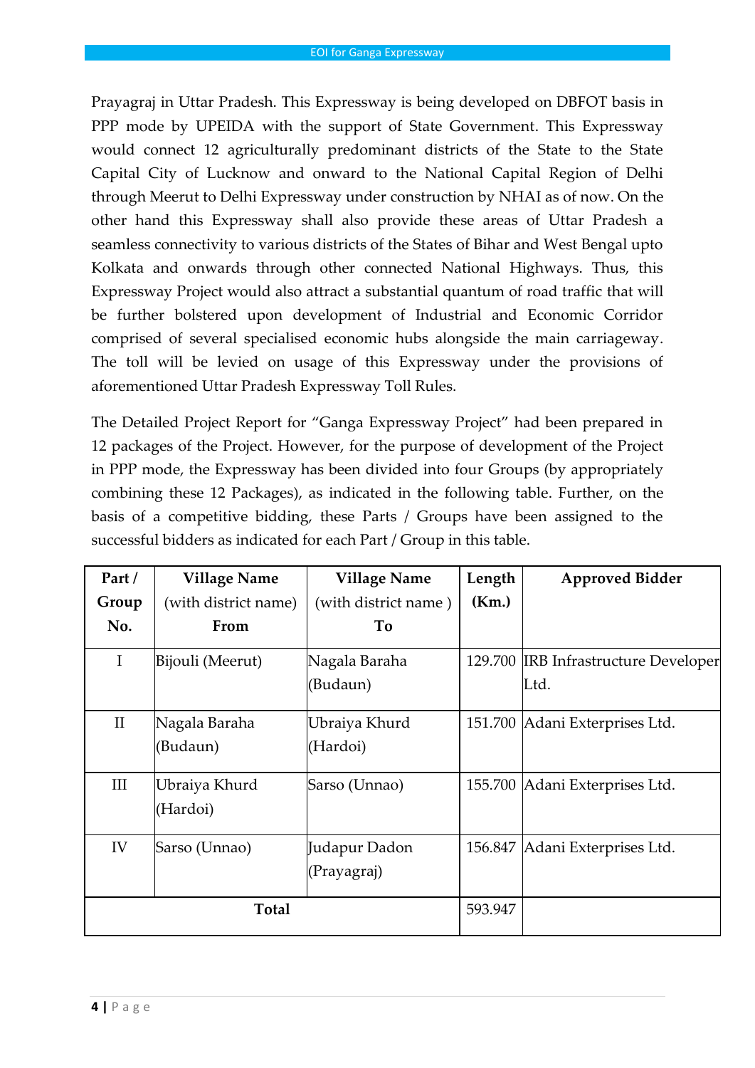Prayagraj in Uttar Pradesh. This Expressway is being developed on DBFOT basis in PPP mode by UPEIDA with the support of State Government. This Expressway would connect 12 agriculturally predominant districts of the State to the State Capital City of Lucknow and onward to the National Capital Region of Delhi through Meerut to Delhi Expressway under construction by NHAI as of now. On the other hand this Expressway shall also provide these areas of Uttar Pradesh a seamless connectivity to various districts of the States of Bihar and West Bengal upto Kolkata and onwards through other connected National Highways. Thus, this Expressway Project would also attract a substantial quantum of road traffic that will be further bolstered upon development of Industrial and Economic Corridor comprised of several specialised economic hubs alongside the main carriageway. The toll will be levied on usage of this Expressway under the provisions of aforementioned Uttar Pradesh Expressway Toll Rules.

The Detailed Project Report for "Ganga Expressway Project" had been prepared in 12 packages of the Project. However, for the purpose of development of the Project in PPP mode, the Expressway has been divided into four Groups (by appropriately combining these 12 Packages), as indicated in the following table. Further, on the basis of a competitive bidding, these Parts / Groups have been assigned to the successful bidders as indicated for each Part / Group in this table.

| Part / Group No. | Village Name (with district name) **From** | Village Name (with district name ) **To** | Length (Km.) | Approved Bidder |
|---|---|---|---|---|
| I | Bijouli (Meerut) | Nagala Baraha (Budaun) | 129.700 | IRB Infrastructure Developer Ltd. |
| II | Nagala Baraha (Budaun) | Ubraiya Khurd (Hardoi) | 151.700 | Adani Exterprises Ltd. |
| III | Ubraiya Khurd (Hardoi) | Sarso (Unnao) | 155.700 | Adani Exterprises Ltd. |
| IV | Sarso (Unnao) | Judapur Dadon (Prayagraj) | 156.847 | Adani Exterprises Ltd. |
| **Total** | | | 593.947 | |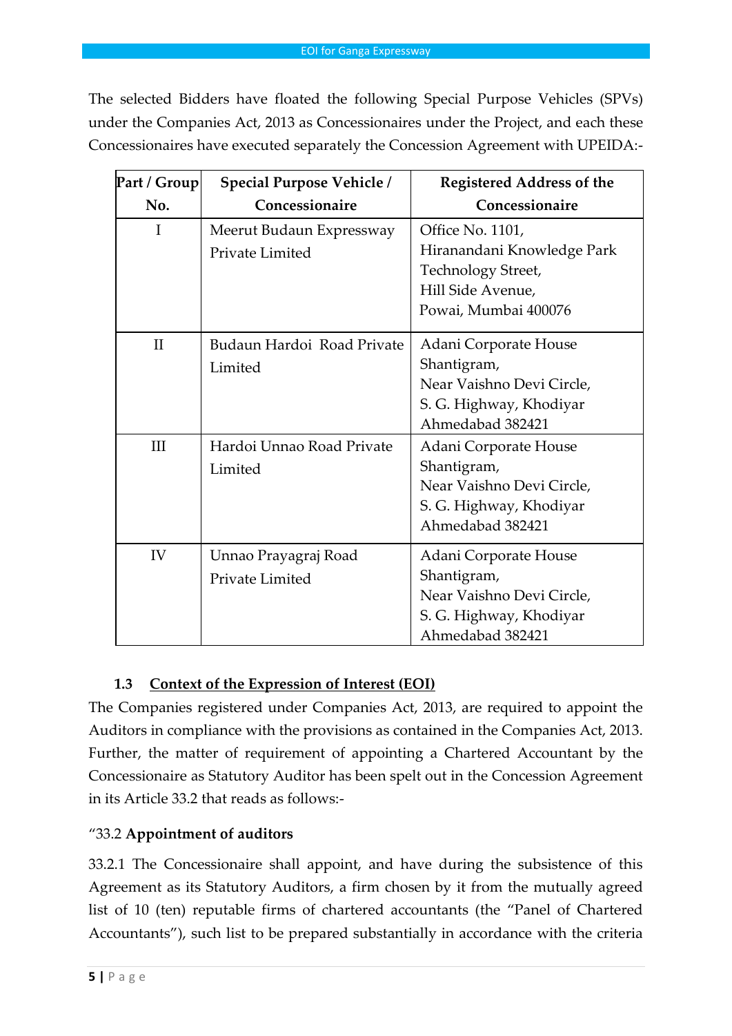The selected Bidders have floated the following Special Purpose Vehicles (SPVs) under the Companies Act, 2013 as Concessionaires under the Project, and each these Concessionaires have executed separately the Concession Agreement with UPEIDA:-

| Part / Group No. | Special Purpose Vehicle / Concessionaire | Registered Address of the Concessionaire |
|---|---|---|
| I | Meerut Budaun Expressway Private Limited | Office No. 1101, Hiranandani Knowledge Park Technology Street, Hill Side Avenue, Powai, Mumbai 400076 |
| II | Budaun Hardoi Road Private Limited | Adani Corporate House Shantigram, Near Vaishno Devi Circle, S. G. Highway, Khodiyar Ahmedabad 382421 |
| III | Hardoi Unnao Road Private Limited | Adani Corporate House Shantigram, Near Vaishno Devi Circle, S. G. Highway, Khodiyar Ahmedabad 382421 |
| IV | Unnao Prayagraj Road Private Limited | Adani Corporate House Shantigram, Near Vaishno Devi Circle, S. G. Highway, Khodiyar Ahmedabad 382421 |

### 1.3 Context of the Expression of Interest (EOI)

The Companies registered under Companies Act, 2013, are required to appoint the Auditors in compliance with the provisions as contained in the Companies Act, 2013. Further, the matter of requirement of appointing a Chartered Accountant by the Concessionaire as Statutory Auditor has been spelt out in the Concession Agreement in its Article 33.2 that reads as follows:-

"33.2 **Appointment of auditors**

33.2.1 The Concessionaire shall appoint, and have during the subsistence of this Agreement as its Statutory Auditors, a firm chosen by it from the mutually agreed list of 10 (ten) reputable firms of chartered accountants (the "Panel of Chartered Accountants"), such list to be prepared substantially in accordance with the criteria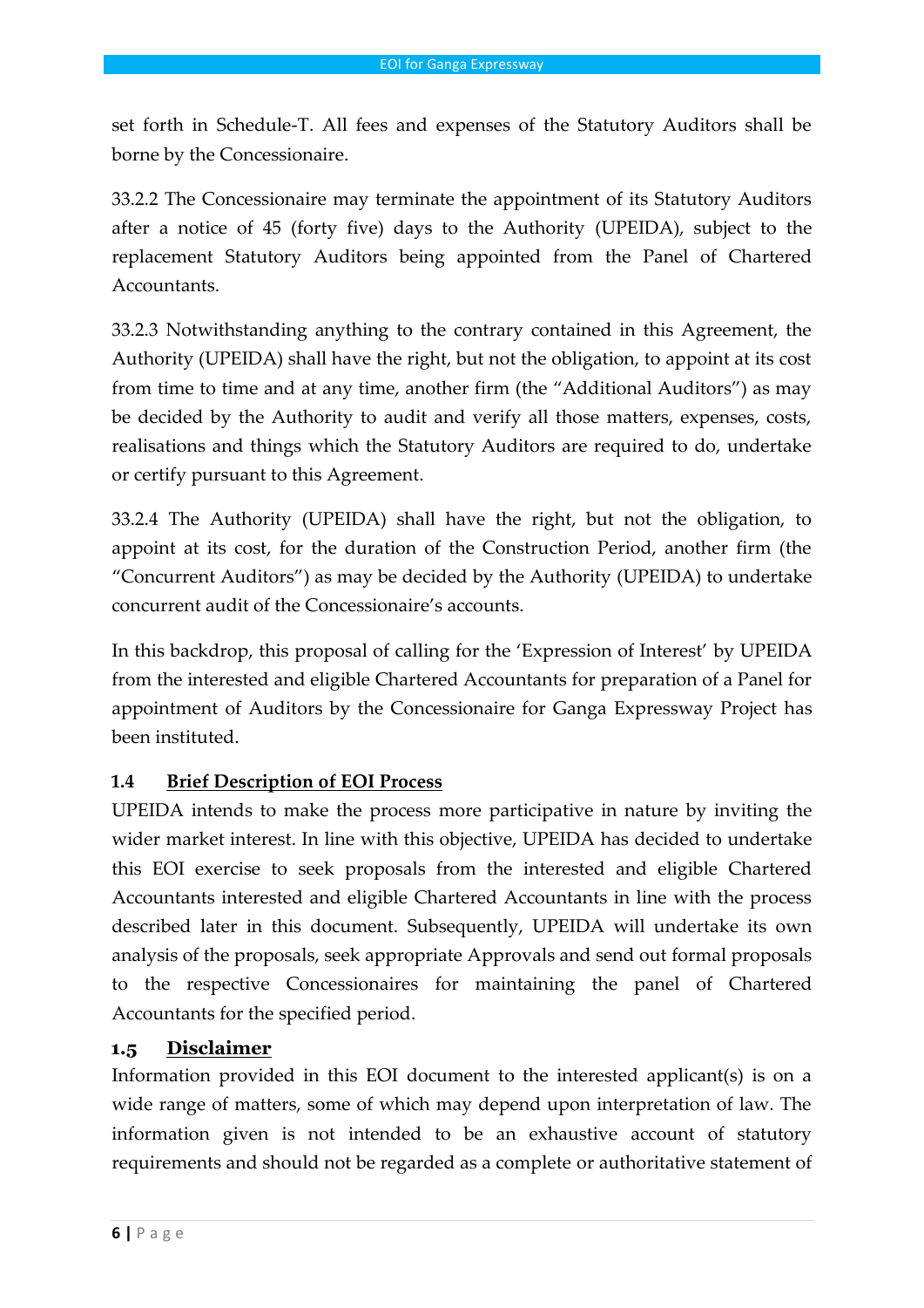set forth in Schedule-T. All fees and expenses of the Statutory Auditors shall be borne by the Concessionaire.

33.2.2 The Concessionaire may terminate the appointment of its Statutory Auditors after a notice of 45 (forty five) days to the Authority (UPEIDA), subject to the replacement Statutory Auditors being appointed from the Panel of Chartered Accountants.

33.2.3 Notwithstanding anything to the contrary contained in this Agreement, the Authority (UPEIDA) shall have the right, but not the obligation, to appoint at its cost from time to time and at any time, another firm (the "Additional Auditors") as may be decided by the Authority to audit and verify all those matters, expenses, costs, realisations and things which the Statutory Auditors are required to do, undertake or certify pursuant to this Agreement.

33.2.4 The Authority (UPEIDA) shall have the right, but not the obligation, to appoint at its cost, for the duration of the Construction Period, another firm (the "Concurrent Auditors") as may be decided by the Authority (UPEIDA) to undertake concurrent audit of the Concessionaire's accounts.

In this backdrop, this proposal of calling for the 'Expression of Interest' by UPEIDA from the interested and eligible Chartered Accountants for preparation of a Panel for appointment of Auditors by the Concessionaire for Ganga Expressway Project has been instituted.

### 1.4 Brief Description of EOI Process

UPEIDA intends to make the process more participative in nature by inviting the wider market interest. In line with this objective, UPEIDA has decided to undertake this EOI exercise to seek proposals from the interested and eligible Chartered Accountants interested and eligible Chartered Accountants in line with the process described later in this document. Subsequently, UPEIDA will undertake its own analysis of the proposals, seek appropriate Approvals and send out formal proposals to the respective Concessionaires for maintaining the panel of Chartered Accountants for the specified period.

### 1.5 Disclaimer

Information provided in this EOI document to the interested applicant(s) is on a wide range of matters, some of which may depend upon interpretation of law. The information given is not intended to be an exhaustive account of statutory requirements and should not be regarded as a complete or authoritative statement of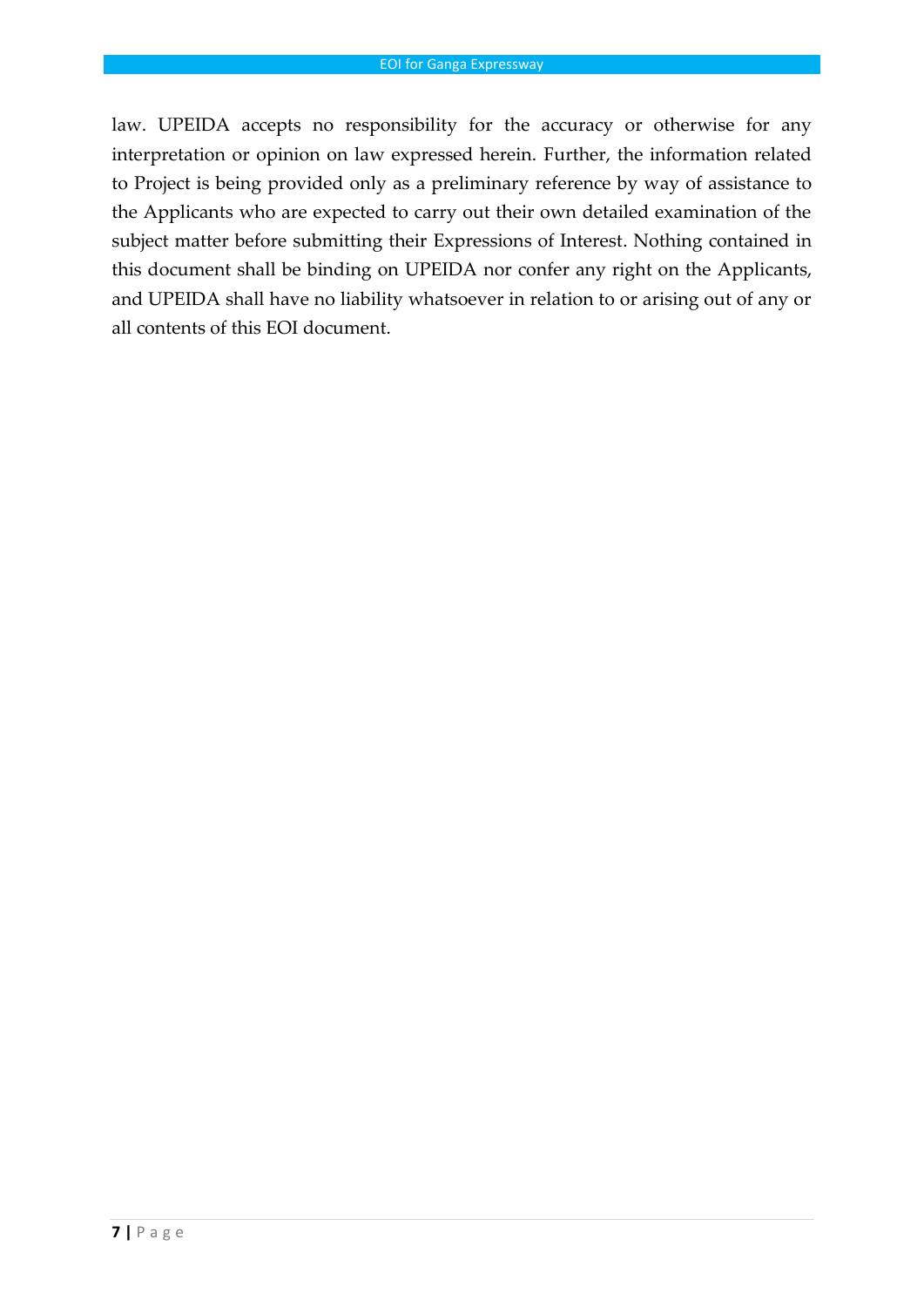law. UPEIDA accepts no responsibility for the accuracy or otherwise for any interpretation or opinion on law expressed herein. Further, the information related to Project is being provided only as a preliminary reference by way of assistance to the Applicants who are expected to carry out their own detailed examination of the subject matter before submitting their Expressions of Interest. Nothing contained in this document shall be binding on UPEIDA nor confer any right on the Applicants, and UPEIDA shall have no liability whatsoever in relation to or arising out of any or all contents of this EOI document.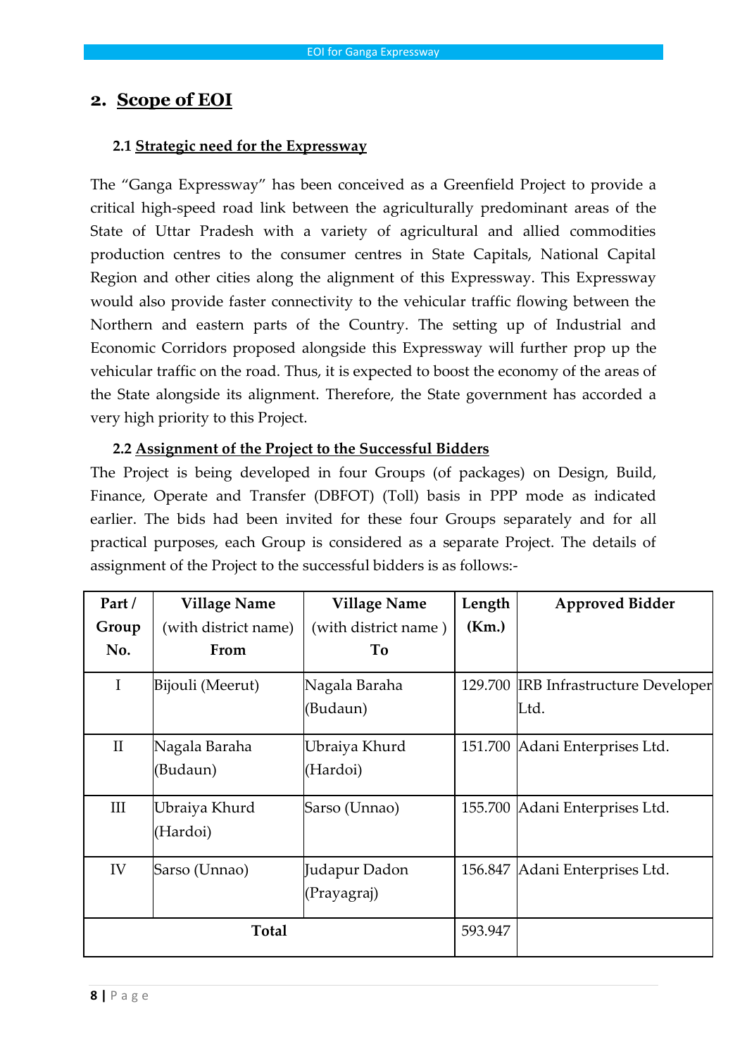## 2. Scope of EOI

### 2.1 Strategic need for the Expressway

The "Ganga Expressway" has been conceived as a Greenfield Project to provide a critical high-speed road link between the agriculturally predominant areas of the State of Uttar Pradesh with a variety of agricultural and allied commodities production centres to the consumer centres in State Capitals, National Capital Region and other cities along the alignment of this Expressway. This Expressway would also provide faster connectivity to the vehicular traffic flowing between the Northern and eastern parts of the Country. The setting up of Industrial and Economic Corridors proposed alongside this Expressway will further prop up the vehicular traffic on the road. Thus, it is expected to boost the economy of the areas of the State alongside its alignment. Therefore, the State government has accorded a very high priority to this Project.

### 2.2 Assignment of the Project to the Successful Bidders

The Project is being developed in four Groups (of packages) on Design, Build, Finance, Operate and Transfer (DBFOT) (Toll) basis in PPP mode as indicated earlier. The bids had been invited for these four Groups separately and for all practical purposes, each Group is considered as a separate Project. The details of assignment of the Project to the successful bidders is as follows:-

| Part / Group No. | Village Name (with district name) From | Village Name (with district name ) To | Length (Km.) | Approved Bidder |
|---|---|---|---|---|
| I | Bijouli (Meerut) | Nagala Baraha (Budaun) | 129.700 | IRB Infrastructure Developer Ltd. |
| II | Nagala Baraha (Budaun) | Ubraiya Khurd (Hardoi) | 151.700 | Adani Enterprises Ltd. |
| III | Ubraiya Khurd (Hardoi) | Sarso (Unnao) | 155.700 | Adani Enterprises Ltd. |
| IV | Sarso (Unnao) | Judapur Dadon (Prayagraj) | 156.847 | Adani Enterprises Ltd. |
| **Total** | | | 593.947 | |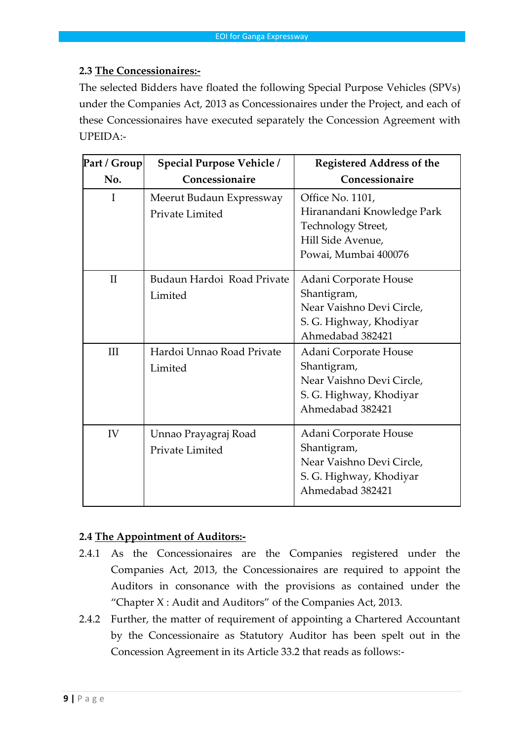### 2.3 The Concessionaires:-

The selected Bidders have floated the following Special Purpose Vehicles (SPVs) under the Companies Act, 2013 as Concessionaires under the Project, and each of these Concessionaires have executed separately the Concession Agreement with UPEIDA:-

| Part / Group No. | Special Purpose Vehicle / Concessionaire | Registered Address of the Concessionaire |
|---|---|---|
| I | Meerut Budaun Expressway Private Limited | Office No. 1101, Hiranandani Knowledge Park Technology Street, Hill Side Avenue, Powai, Mumbai 400076 |
| II | Budaun Hardoi Road Private Limited | Adani Corporate House Shantigram, Near Vaishno Devi Circle, S. G. Highway, Khodiyar Ahmedabad 382421 |
| III | Hardoi Unnao Road Private Limited | Adani Corporate House Shantigram, Near Vaishno Devi Circle, S. G. Highway, Khodiyar Ahmedabad 382421 |
| IV | Unnao Prayagraj Road Private Limited | Adani Corporate House Shantigram, Near Vaishno Devi Circle, S. G. Highway, Khodiyar Ahmedabad 382421 |

### 2.4 The Appointment of Auditors:-

2.4.1 As the Concessionaires are the Companies registered under the Companies Act, 2013, the Concessionaires are required to appoint the Auditors in consonance with the provisions as contained under the "Chapter X : Audit and Auditors" of the Companies Act, 2013.

2.4.2 Further, the matter of requirement of appointing a Chartered Accountant by the Concessionaire as Statutory Auditor has been spelt out in the Concession Agreement in its Article 33.2 that reads as follows:-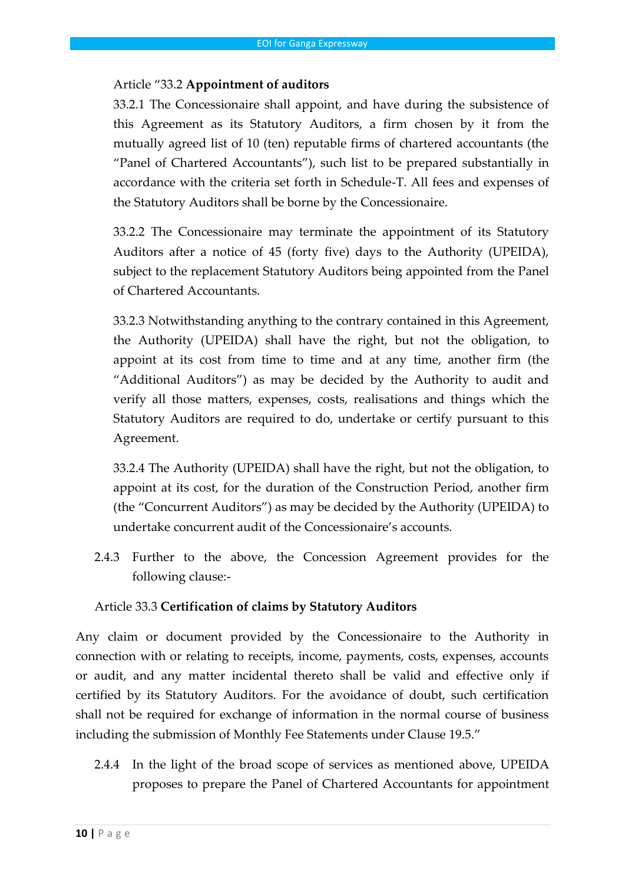Article "33.2 **Appointment of auditors**

33.2.1 The Concessionaire shall appoint, and have during the subsistence of this Agreement as its Statutory Auditors, a firm chosen by it from the mutually agreed list of 10 (ten) reputable firms of chartered accountants (the "Panel of Chartered Accountants"), such list to be prepared substantially in accordance with the criteria set forth in Schedule-T. All fees and expenses of the Statutory Auditors shall be borne by the Concessionaire.

33.2.2 The Concessionaire may terminate the appointment of its Statutory Auditors after a notice of 45 (forty five) days to the Authority (UPEIDA), subject to the replacement Statutory Auditors being appointed from the Panel of Chartered Accountants.

33.2.3 Notwithstanding anything to the contrary contained in this Agreement, the Authority (UPEIDA) shall have the right, but not the obligation, to appoint at its cost from time to time and at any time, another firm (the "Additional Auditors") as may be decided by the Authority to audit and verify all those matters, expenses, costs, realisations and things which the Statutory Auditors are required to do, undertake or certify pursuant to this Agreement.

33.2.4 The Authority (UPEIDA) shall have the right, but not the obligation, to appoint at its cost, for the duration of the Construction Period, another firm (the "Concurrent Auditors") as may be decided by the Authority (UPEIDA) to undertake concurrent audit of the Concessionaire's accounts.

2.4.3 Further to the above, the Concession Agreement provides for the following clause:-

Article 33.3 **Certification of claims by Statutory Auditors**

Any claim or document provided by the Concessionaire to the Authority in connection with or relating to receipts, income, payments, costs, expenses, accounts or audit, and any matter incidental thereto shall be valid and effective only if certified by its Statutory Auditors. For the avoidance of doubt, such certification shall not be required for exchange of information in the normal course of business including the submission of Monthly Fee Statements under Clause 19.5."

2.4.4 In the light of the broad scope of services as mentioned above, UPEIDA proposes to prepare the Panel of Chartered Accountants for appointment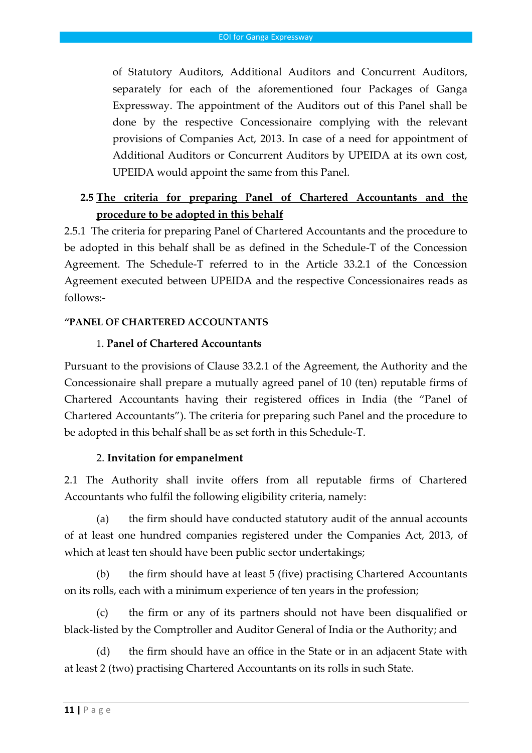of Statutory Auditors, Additional Auditors and Concurrent Auditors, separately for each of the aforementioned four Packages of Ganga Expressway. The appointment of the Auditors out of this Panel shall be done by the respective Concessionaire complying with the relevant provisions of Companies Act, 2013. In case of a need for appointment of Additional Auditors or Concurrent Auditors by UPEIDA at its own cost, UPEIDA would appoint the same from this Panel.

## 2.5 The criteria for preparing Panel of Chartered Accountants and the procedure to be adopted in this behalf

2.5.1 The criteria for preparing Panel of Chartered Accountants and the procedure to be adopted in this behalf shall be as defined in the Schedule-T of the Concession Agreement. The Schedule-T referred to in the Article 33.2.1 of the Concession Agreement executed between UPEIDA and the respective Concessionaires reads as follows:-

**"PANEL OF CHARTERED ACCOUNTANTS**

1. **Panel of Chartered Accountants**

Pursuant to the provisions of Clause 33.2.1 of the Agreement, the Authority and the Concessionaire shall prepare a mutually agreed panel of 10 (ten) reputable firms of Chartered Accountants having their registered offices in India (the "Panel of Chartered Accountants"). The criteria for preparing such Panel and the procedure to be adopted in this behalf shall be as set forth in this Schedule-T.

2. **Invitation for empanelment**

2.1 The Authority shall invite offers from all reputable firms of Chartered Accountants who fulfil the following eligibility criteria, namely:

(a) the firm should have conducted statutory audit of the annual accounts of at least one hundred companies registered under the Companies Act, 2013, of which at least ten should have been public sector undertakings;

(b) the firm should have at least 5 (five) practising Chartered Accountants on its rolls, each with a minimum experience of ten years in the profession;

(c) the firm or any of its partners should not have been disqualified or black-listed by the Comptroller and Auditor General of India or the Authority; and

(d) the firm should have an office in the State or in an adjacent State with at least 2 (two) practising Chartered Accountants on its rolls in such State.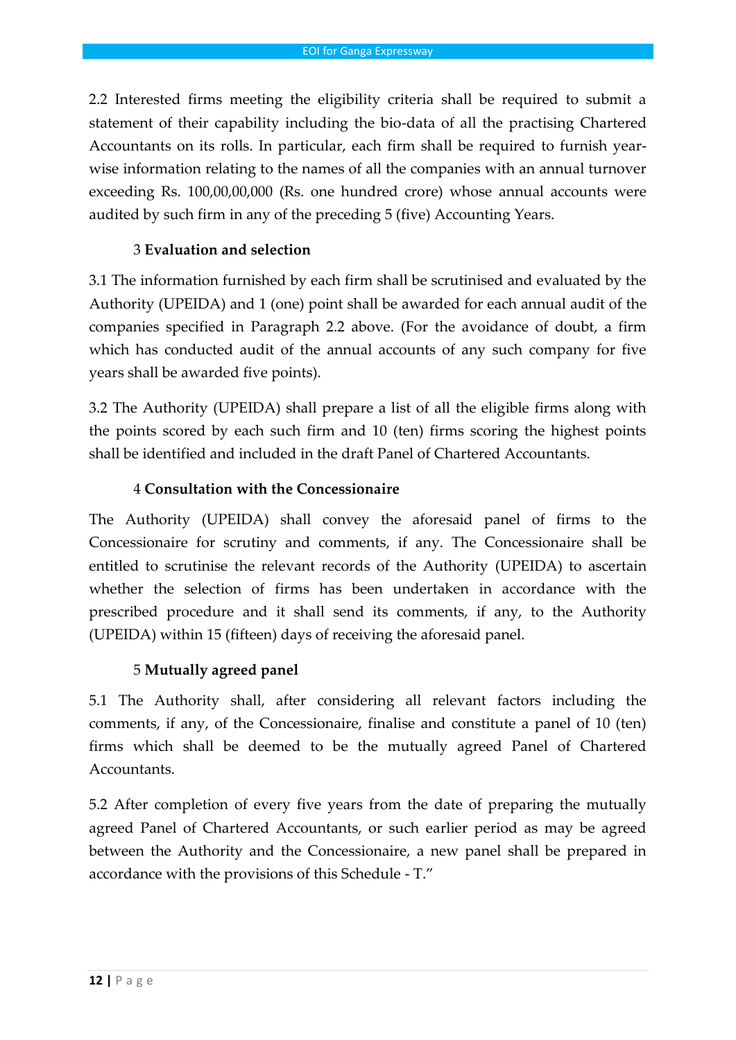2.2 Interested firms meeting the eligibility criteria shall be required to submit a statement of their capability including the bio-data of all the practising Chartered Accountants on its rolls. In particular, each firm shall be required to furnish year-wise information relating to the names of all the companies with an annual turnover exceeding Rs. 100,00,00,000 (Rs. one hundred crore) whose annual accounts were audited by such firm in any of the preceding 5 (five) Accounting Years.

### 3 **Evaluation and selection**

3.1 The information furnished by each firm shall be scrutinised and evaluated by the Authority (UPEIDA) and 1 (one) point shall be awarded for each annual audit of the companies specified in Paragraph 2.2 above. (For the avoidance of doubt, a firm which has conducted audit of the annual accounts of any such company for five years shall be awarded five points).

3.2 The Authority (UPEIDA) shall prepare a list of all the eligible firms along with the points scored by each such firm and 10 (ten) firms scoring the highest points shall be identified and included in the draft Panel of Chartered Accountants.

### 4 **Consultation with the Concessionaire**

The Authority (UPEIDA) shall convey the aforesaid panel of firms to the Concessionaire for scrutiny and comments, if any. The Concessionaire shall be entitled to scrutinise the relevant records of the Authority (UPEIDA) to ascertain whether the selection of firms has been undertaken in accordance with the prescribed procedure and it shall send its comments, if any, to the Authority (UPEIDA) within 15 (fifteen) days of receiving the aforesaid panel.

### 5 **Mutually agreed panel**

5.1 The Authority shall, after considering all relevant factors including the comments, if any, of the Concessionaire, finalise and constitute a panel of 10 (ten) firms which shall be deemed to be the mutually agreed Panel of Chartered Accountants.

5.2 After completion of every five years from the date of preparing the mutually agreed Panel of Chartered Accountants, or such earlier period as may be agreed between the Authority and the Concessionaire, a new panel shall be prepared in accordance with the provisions of this Schedule - T."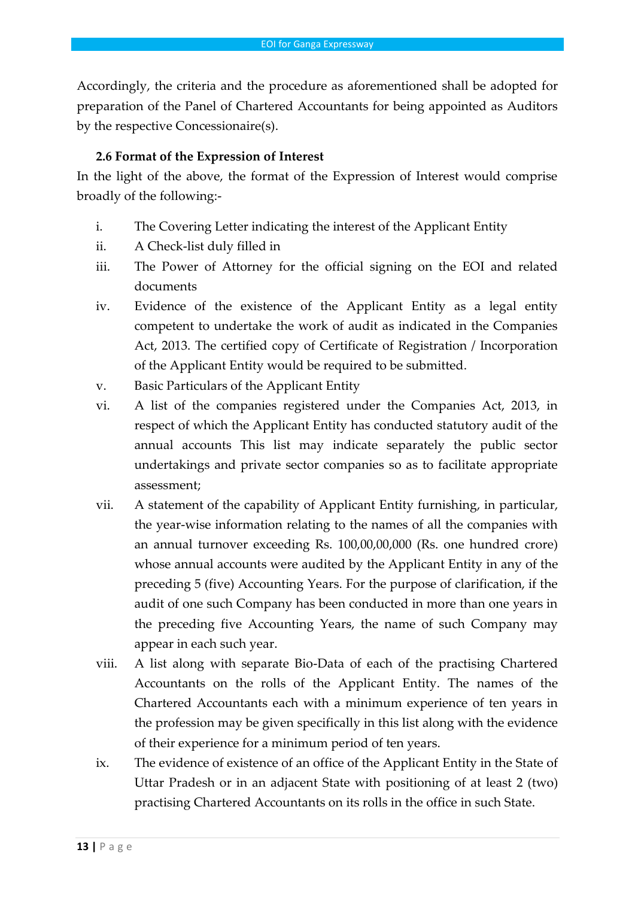Accordingly, the criteria and the procedure as aforementioned shall be adopted for preparation of the Panel of Chartered Accountants for being appointed as Auditors by the respective Concessionaire(s).

**2.6 Format of the Expression of Interest**

In the light of the above, the format of the Expression of Interest would comprise broadly of the following:-

i. The Covering Letter indicating the interest of the Applicant Entity

ii. A Check-list duly filled in

iii. The Power of Attorney for the official signing on the EOI and related documents

iv. Evidence of the existence of the Applicant Entity as a legal entity competent to undertake the work of audit as indicated in the Companies Act, 2013. The certified copy of Certificate of Registration / Incorporation of the Applicant Entity would be required to be submitted.

v. Basic Particulars of the Applicant Entity

vi. A list of the companies registered under the Companies Act, 2013, in respect of which the Applicant Entity has conducted statutory audit of the annual accounts This list may indicate separately the public sector undertakings and private sector companies so as to facilitate appropriate assessment;

vii. A statement of the capability of Applicant Entity furnishing, in particular, the year-wise information relating to the names of all the companies with an annual turnover exceeding Rs. 100,00,00,000 (Rs. one hundred crore) whose annual accounts were audited by the Applicant Entity in any of the preceding 5 (five) Accounting Years. For the purpose of clarification, if the audit of one such Company has been conducted in more than one years in the preceding five Accounting Years, the name of such Company may appear in each such year.

viii. A list along with separate Bio-Data of each of the practising Chartered Accountants on the rolls of the Applicant Entity. The names of the Chartered Accountants each with a minimum experience of ten years in the profession may be given specifically in this list along with the evidence of their experience for a minimum period of ten years.

ix. The evidence of existence of an office of the Applicant Entity in the State of Uttar Pradesh or in an adjacent State with positioning of at least 2 (two) practising Chartered Accountants on its rolls in the office in such State.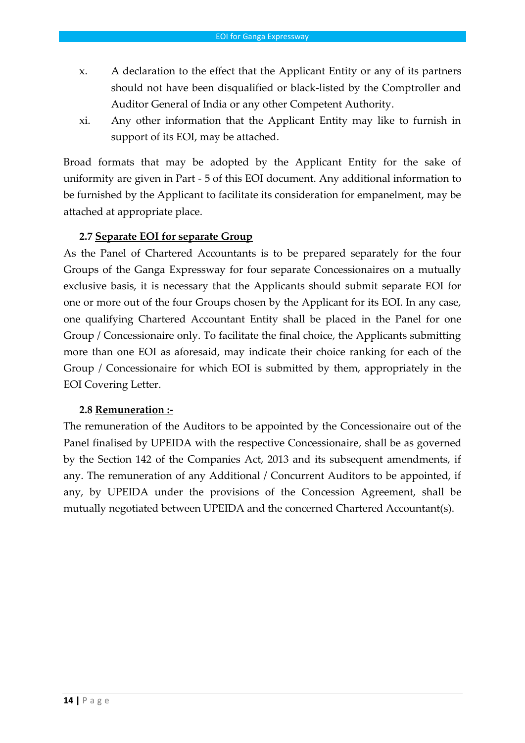x. A declaration to the effect that the Applicant Entity or any of its partners should not have been disqualified or black-listed by the Comptroller and Auditor General of India or any other Competent Authority.

xi. Any other information that the Applicant Entity may like to furnish in support of its EOI, may be attached.

Broad formats that may be adopted by the Applicant Entity for the sake of uniformity are given in Part - 5 of this EOI document. Any additional information to be furnished by the Applicant to facilitate its consideration for empanelment, may be attached at appropriate place.

**2.7 <u>Separate EOI for separate Group</u>**

As the Panel of Chartered Accountants is to be prepared separately for the four Groups of the Ganga Expressway for four separate Concessionaires on a mutually exclusive basis, it is necessary that the Applicants should submit separate EOI for one or more out of the four Groups chosen by the Applicant for its EOI. In any case, one qualifying Chartered Accountant Entity shall be placed in the Panel for one Group / Concessionaire only. To facilitate the final choice, the Applicants submitting more than one EOI as aforesaid, may indicate their choice ranking for each of the Group / Concessionaire for which EOI is submitted by them, appropriately in the EOI Covering Letter.

**2.8 <u>Remuneration :-</u>**

The remuneration of the Auditors to be appointed by the Concessionaire out of the Panel finalised by UPEIDA with the respective Concessionaire, shall be as governed by the Section 142 of the Companies Act, 2013 and its subsequent amendments, if any. The remuneration of any Additional / Concurrent Auditors to be appointed, if any, by UPEIDA under the provisions of the Concession Agreement, shall be mutually negotiated between UPEIDA and the concerned Chartered Accountant(s).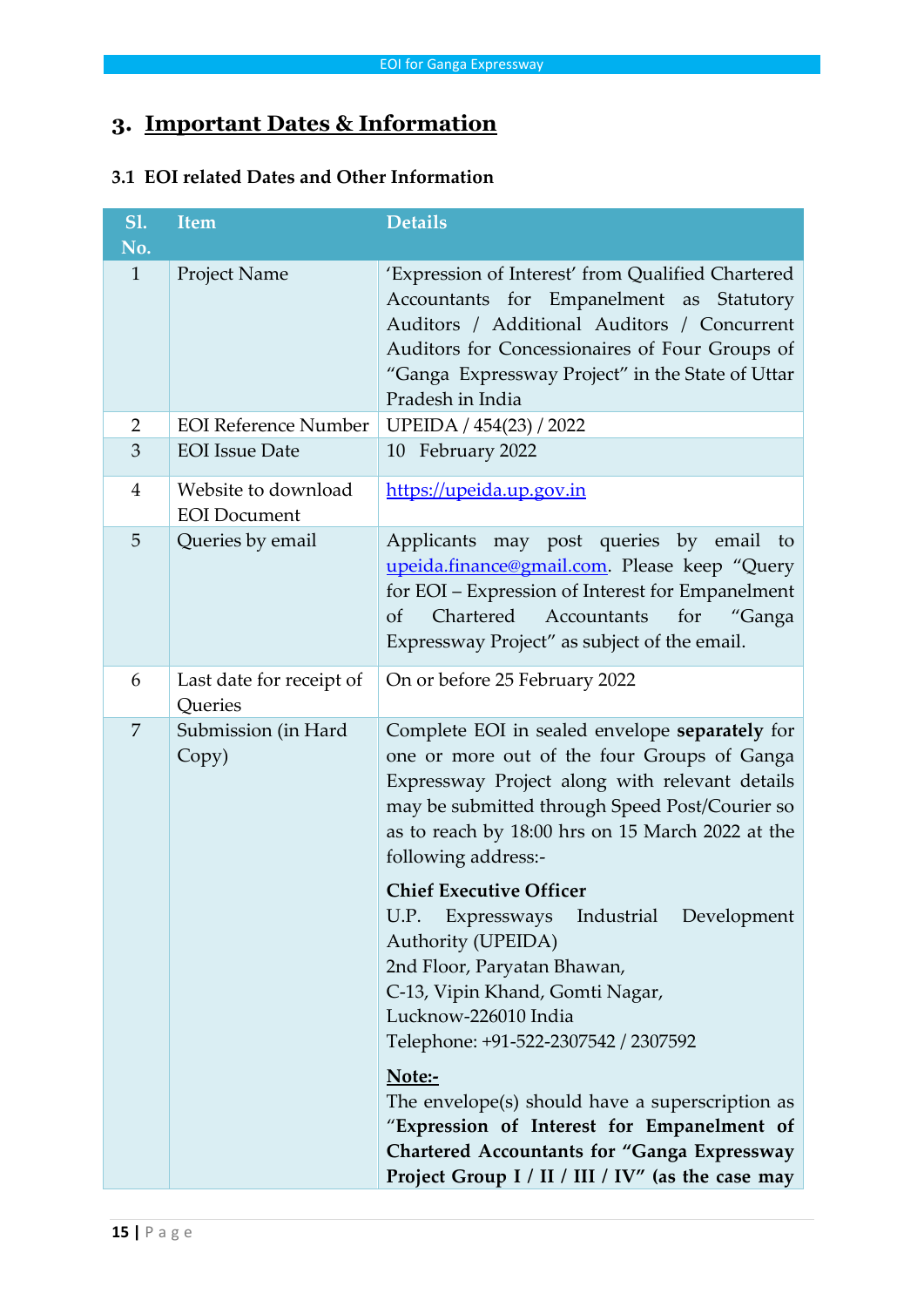# 3. Important Dates & Information

### 3.1 EOI related Dates and Other Information

| Sl. No. | Item | Details |
|---|---|---|
| 1 | Project Name | 'Expression of Interest' from Qualified Chartered Accountants for Empanelment as Statutory Auditors / Additional Auditors / Concurrent Auditors for Concessionaires of Four Groups of "Ganga Expressway Project" in the State of Uttar Pradesh in India |
| 2 | EOI Reference Number | UPEIDA / 454(23) / 2022 |
| 3 | EOI Issue Date | 10 February 2022 |
| 4 | Website to download EOI Document | https://upeida.up.gov.in |
| 5 | Queries by email | Applicants may post queries by email to upeida.finance@gmail.com. Please keep "Query for EOI – Expression of Interest for Empanelment of Chartered Accountants for "Ganga Expressway Project" as subject of the email. |
| 6 | Last date for receipt of Queries | On or before 25 February 2022 |
| 7 | Submission (in Hard Copy) | Complete EOI in sealed envelope **separately** for one or more out of the four Groups of Ganga Expressway Project along with relevant details may be submitted through Speed Post/Courier so as to reach by 18:00 hrs on 15 March 2022 at the following address:-<br><br>**Chief Executive Officer**<br>U.P. Expressways Industrial Development Authority (UPEIDA)<br>2nd Floor, Paryatan Bhawan,<br>C-13, Vipin Khand, Gomti Nagar,<br>Lucknow-226010 India<br>Telephone: +91-522-2307542 / 2307592<br><br>**<u>Note:-</u>**<br>The envelope(s) should have a superscription as "**Expression of Interest for Empanelment of Chartered Accountants for "Ganga Expressway Project Group I / II / III / IV" (as the case may** |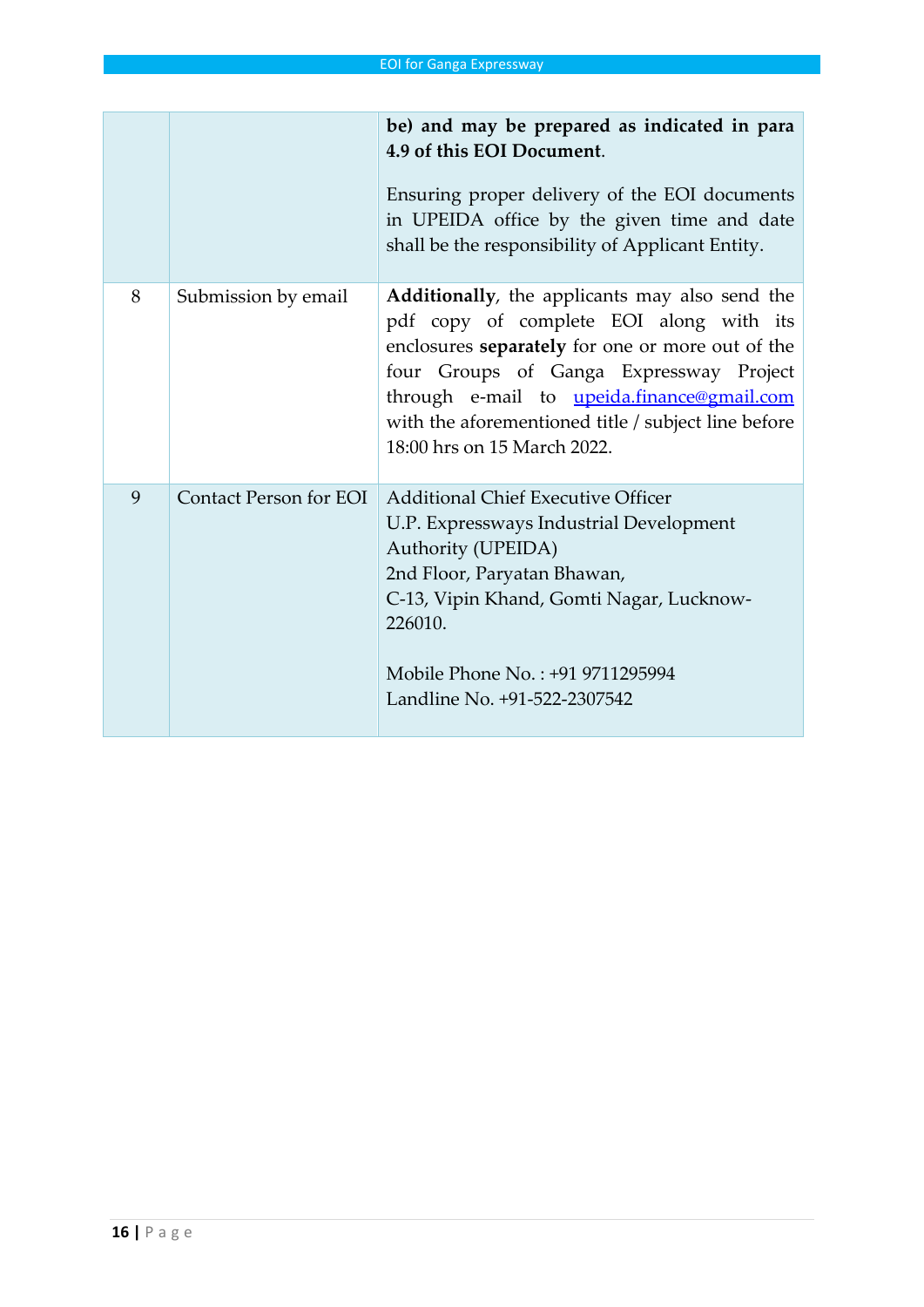| | | |
|---|---|---|
| | | **be) and may be prepared as indicated in para 4.9 of this EOI Document**.<br><br>Ensuring proper delivery of the EOI documents in UPEIDA office by the given time and date shall be the responsibility of Applicant Entity. |
| 8 | Submission by email | **Additionally**, the applicants may also send the pdf copy of complete EOI along with its enclosures **separately** for one or more out of the four Groups of Ganga Expressway Project through e-mail to upeida.finance@gmail.com with the aforementioned title / subject line before 18:00 hrs on 15 March 2022. |
| 9 | Contact Person for EOI | Additional Chief Executive Officer<br>U.P. Expressways Industrial Development Authority (UPEIDA)<br>2nd Floor, Paryatan Bhawan,<br>C-13, Vipin Khand, Gomti Nagar, Lucknow-226010.<br><br>Mobile Phone No. : +91 9711295994<br>Landline No. +91-522-2307542 |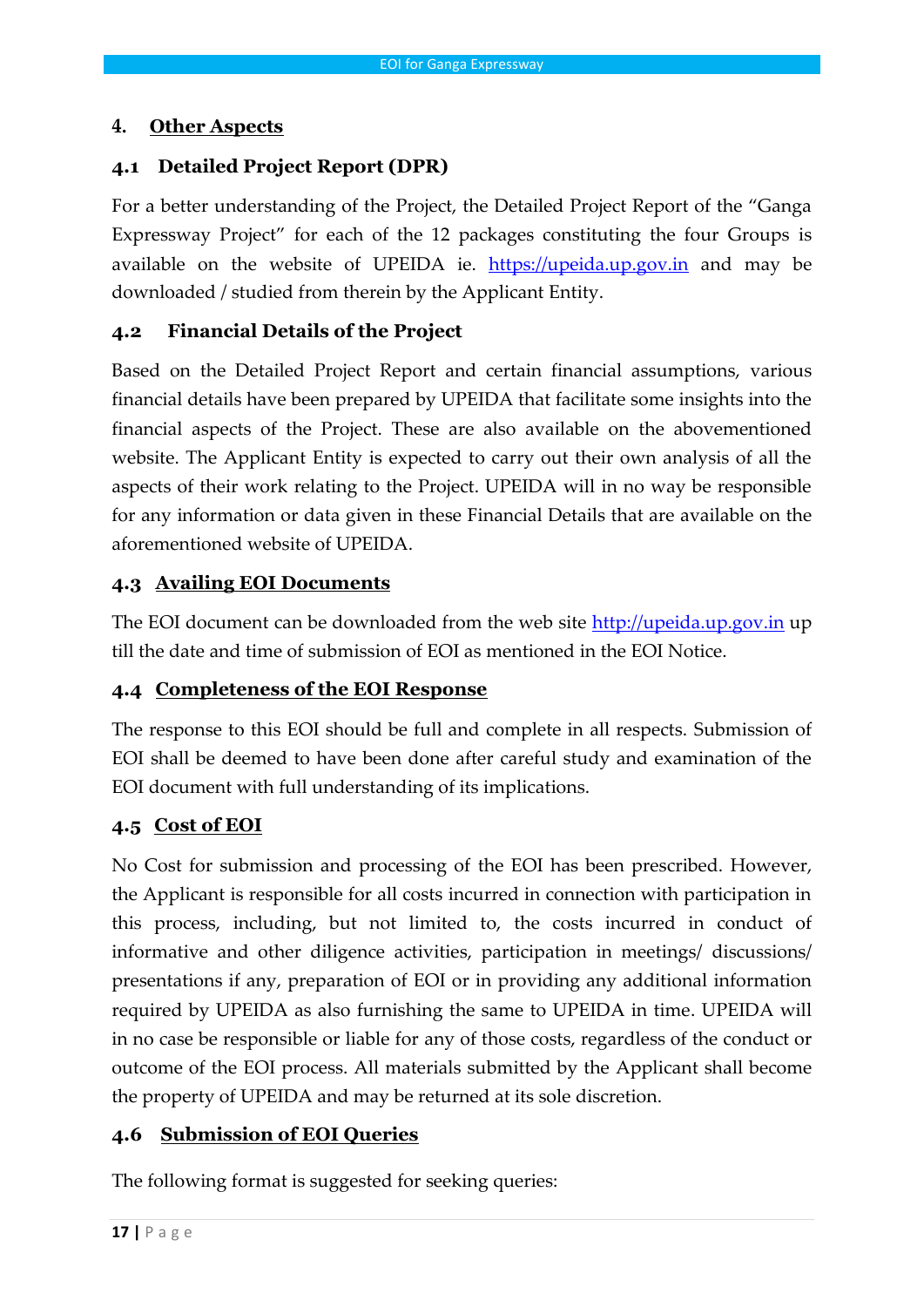## 4. Other Aspects

### 4.1 Detailed Project Report (DPR)

For a better understanding of the Project, the Detailed Project Report of the "Ganga Expressway Project" for each of the 12 packages constituting the four Groups is available on the website of UPEIDA ie. https://upeida.up.gov.in and may be downloaded / studied from therein by the Applicant Entity.

### 4.2 Financial Details of the Project

Based on the Detailed Project Report and certain financial assumptions, various financial details have been prepared by UPEIDA that facilitate some insights into the financial aspects of the Project. These are also available on the abovementioned website. The Applicant Entity is expected to carry out their own analysis of all the aspects of their work relating to the Project. UPEIDA will in no way be responsible for any information or data given in these Financial Details that are available on the aforementioned website of UPEIDA.

### 4.3 Availing EOI Documents

The EOI document can be downloaded from the web site http://upeida.up.gov.in up till the date and time of submission of EOI as mentioned in the EOI Notice.

### 4.4 Completeness of the EOI Response

The response to this EOI should be full and complete in all respects. Submission of EOI shall be deemed to have been done after careful study and examination of the EOI document with full understanding of its implications.

### 4.5 Cost of EOI

No Cost for submission and processing of the EOI has been prescribed. However, the Applicant is responsible for all costs incurred in connection with participation in this process, including, but not limited to, the costs incurred in conduct of informative and other diligence activities, participation in meetings/ discussions/ presentations if any, preparation of EOI or in providing any additional information required by UPEIDA as also furnishing the same to UPEIDA in time. UPEIDA will in no case be responsible or liable for any of those costs, regardless of the conduct or outcome of the EOI process. All materials submitted by the Applicant shall become the property of UPEIDA and may be returned at its sole discretion.

### 4.6 Submission of EOI Queries

The following format is suggested for seeking queries: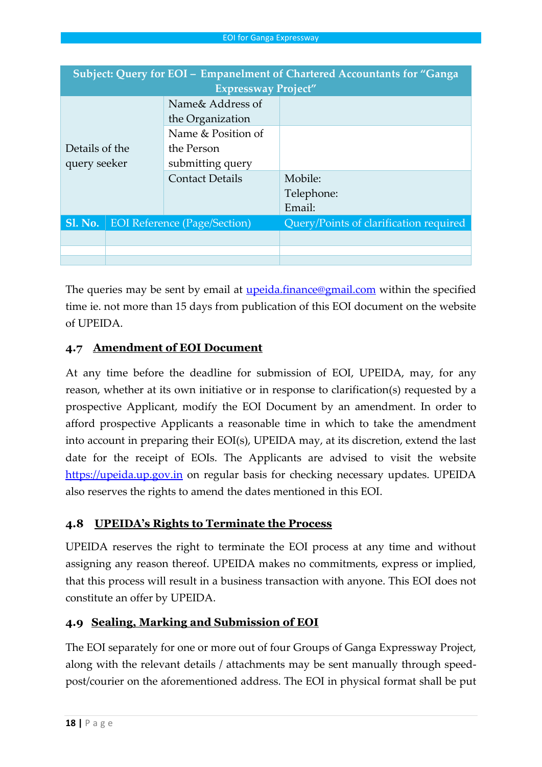| Subject: Query for EOI – Empanelment of Chartered Accountants for "Ganga Expressway Project" | | |
|---|---|---|
| Details of the query seeker | Name& Address of the Organization | |
| | Name & Position of the Person submitting query | |
| | Contact Details | Mobile:<br>Telephone:<br>Email: |
| **Sl. No.** | EOI Reference (Page/Section) | Query/Points of clarification required |
| | | |
| | | |
| | | |

The queries may be sent by email at upeida.finance@gmail.com within the specified time ie. not more than 15 days from publication of this EOI document on the website of UPEIDA.

## 4.7 Amendment of EOI Document

At any time before the deadline for submission of EOI, UPEIDA, may, for any reason, whether at its own initiative or in response to clarification(s) requested by a prospective Applicant, modify the EOI Document by an amendment. In order to afford prospective Applicants a reasonable time in which to take the amendment into account in preparing their EOI(s), UPEIDA may, at its discretion, extend the last date for the receipt of EOIs. The Applicants are advised to visit the website https://upeida.up.gov.in on regular basis for checking necessary updates. UPEIDA also reserves the rights to amend the dates mentioned in this EOI.

## 4.8 UPEIDA's Rights to Terminate the Process

UPEIDA reserves the right to terminate the EOI process at any time and without assigning any reason thereof. UPEIDA makes no commitments, express or implied, that this process will result in a business transaction with anyone. This EOI does not constitute an offer by UPEIDA.

## 4.9 Sealing, Marking and Submission of EOI

The EOI separately for one or more out of four Groups of Ganga Expressway Project, along with the relevant details / attachments may be sent manually through speed-post/courier on the aforementioned address. The EOI in physical format shall be put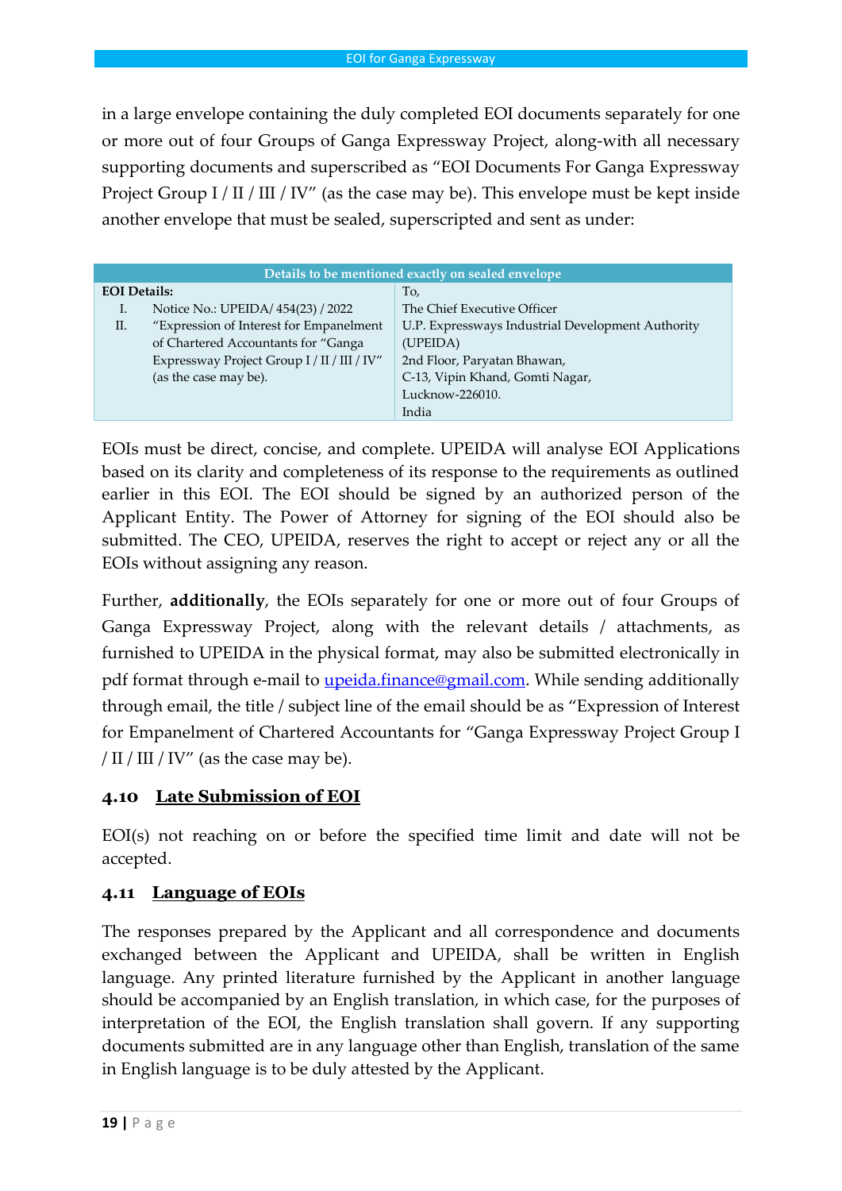in a large envelope containing the duly completed EOI documents separately for one or more out of four Groups of Ganga Expressway Project, along-with all necessary supporting documents and superscribed as "EOI Documents For Ganga Expressway Project Group I / II / III / IV" (as the case may be). This envelope must be kept inside another envelope that must be sealed, superscripted and sent as under:

| Details to be mentioned exactly on sealed envelope | |
|---|---|
| **EOI Details:**<br>I. Notice No.: UPEIDA/ 454(23) / 2022<br>II. "Expression of Interest for Empanelment of Chartered Accountants for "Ganga Expressway Project Group I / II / III / IV" (as the case may be). | To,<br>The Chief Executive Officer<br>U.P. Expressways Industrial Development Authority (UPEIDA)<br>2nd Floor, Paryatan Bhawan,<br>C-13, Vipin Khand, Gomti Nagar,<br>Lucknow-226010.<br>India |

EOIs must be direct, concise, and complete. UPEIDA will analyse EOI Applications based on its clarity and completeness of its response to the requirements as outlined earlier in this EOI. The EOI should be signed by an authorized person of the Applicant Entity. The Power of Attorney for signing of the EOI should also be submitted. The CEO, UPEIDA, reserves the right to accept or reject any or all the EOIs without assigning any reason.

Further, **additionally**, the EOIs separately for one or more out of four Groups of Ganga Expressway Project, along with the relevant details / attachments, as furnished to UPEIDA in the physical format, may also be submitted electronically in pdf format through e-mail to upeida.finance@gmail.com. While sending additionally through email, the title / subject line of the email should be as "Expression of Interest for Empanelment of Chartered Accountants for "Ganga Expressway Project Group I / II / III / IV" (as the case may be).

### 4.10 Late Submission of EOI

EOI(s) not reaching on or before the specified time limit and date will not be accepted.

### 4.11 Language of EOIs

The responses prepared by the Applicant and all correspondence and documents exchanged between the Applicant and UPEIDA, shall be written in English language. Any printed literature furnished by the Applicant in another language should be accompanied by an English translation, in which case, for the purposes of interpretation of the EOI, the English translation shall govern. If any supporting documents submitted are in any language other than English, translation of the same in English language is to be duly attested by the Applicant.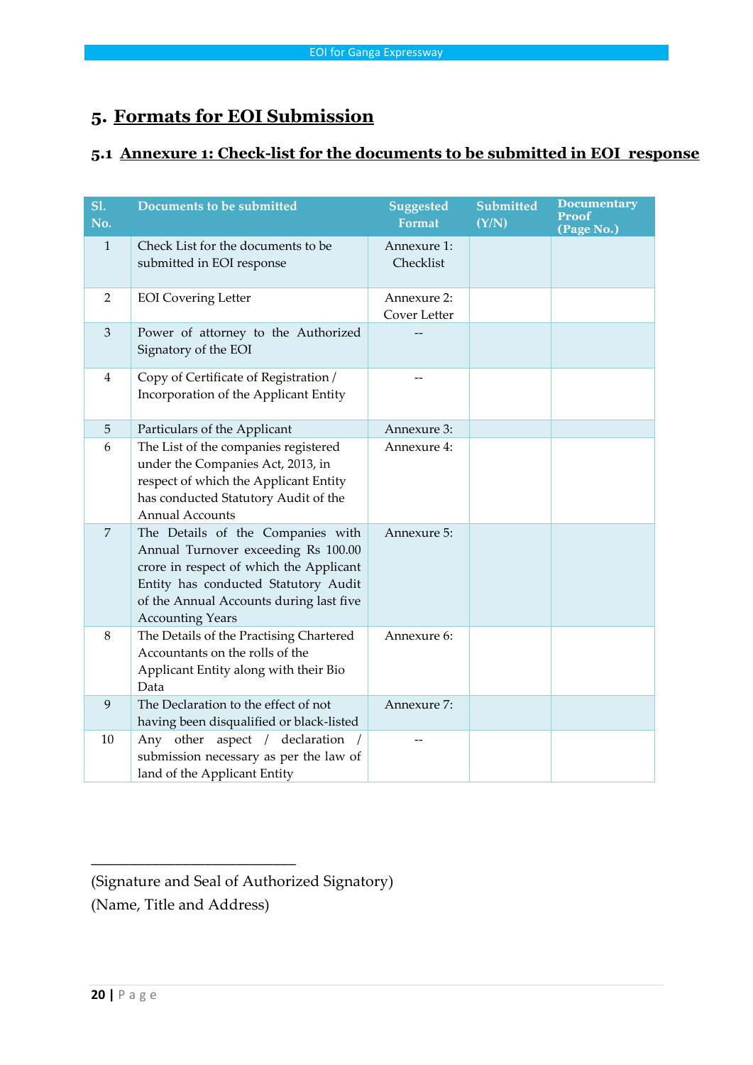# 5. Formats for EOI Submission

## 5.1 Annexure 1: Check-list for the documents to be submitted in EOI response

| Sl. No. | Documents to be submitted | Suggested Format | Submitted (Y/N) | Documentary Proof (Page No.) |
|---|---|---|---|---|
| 1 | Check List for the documents to be submitted in EOI response | Annexure 1: Checklist | | |
| 2 | EOI Covering Letter | Annexure 2: Cover Letter | | |
| 3 | Power of attorney to the Authorized Signatory of the EOI | -- | | |
| 4 | Copy of Certificate of Registration / Incorporation of the Applicant Entity | -- | | |
| 5 | Particulars of the Applicant | Annexure 3: | | |
| 6 | The List of the companies registered under the Companies Act, 2013, in respect of which the Applicant Entity has conducted Statutory Audit of the Annual Accounts | Annexure 4: | | |
| 7 | The Details of the Companies with Annual Turnover exceeding Rs 100.00 crore in respect of which the Applicant Entity has conducted Statutory Audit of the Annual Accounts during last five Accounting Years | Annexure 5: | | |
| 8 | The Details of the Practising Chartered Accountants on the rolls of the Applicant Entity along with their Bio Data | Annexure 6: | | |
| 9 | The Declaration to the effect of not having been disqualified or black-listed | Annexure 7: | | |
| 10 | Any other aspect / declaration / submission necessary as per the law of land of the Applicant Entity | -- | | |

\_\_\_\_\_\_\_\_\_\_\_\_\_\_\_\_\_\_\_\_\_\_\_\_\_\_

(Signature and Seal of Authorized Signatory)

(Name, Title and Address)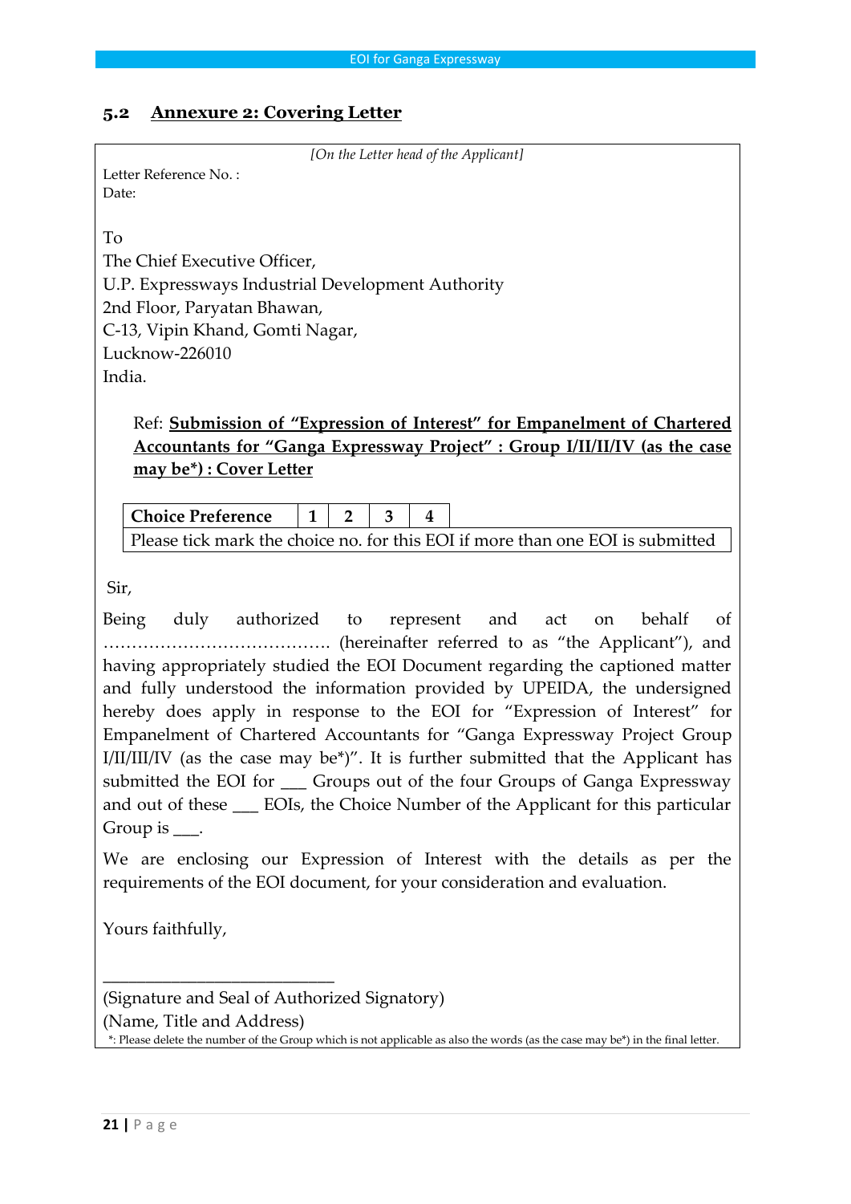## 5.2 Annexure 2: Covering Letter

*[On the Letter head of the Applicant]*

Letter Reference No. :
Date:

To
The Chief Executive Officer,
U.P. Expressways Industrial Development Authority
2nd Floor, Paryatan Bhawan,
C-13, Vipin Khand, Gomti Nagar,
Lucknow-226010
India.

Ref: **Submission of "Expression of Interest" for Empanelment of Chartered Accountants for "Ganga Expressway Project" : Group I/II/II/IV (as the case may be*) : Cover Letter**

| **Choice Preference** | **1** | **2** | **3** | **4** |
|---|---|---|---|---|
| Please tick mark the choice no. for this EOI if more than one EOI is submitted | | | | |

Sir,

Being duly authorized to represent and act on behalf of …………………………………. (hereinafter referred to as "the Applicant"), and having appropriately studied the EOI Document regarding the captioned matter and fully understood the information provided by UPEIDA, the undersigned hereby does apply in response to the EOI for "Expression of Interest" for Empanelment of Chartered Accountants for "Ganga Expressway Project Group I/II/III/IV (as the case may be*)". It is further submitted that the Applicant has submitted the EOI for ___ Groups out of the four Groups of Ganga Expressway and out of these ___ EOIs, the Choice Number of the Applicant for this particular Group is ___.

We are enclosing our Expression of Interest with the details as per the requirements of the EOI document, for your consideration and evaluation.

Yours faithfully,

___________________________

(Signature and Seal of Authorized Signatory)
(Name, Title and Address)

*: Please delete the number of the Group which is not applicable as also the words (as the case may be*) in the final letter.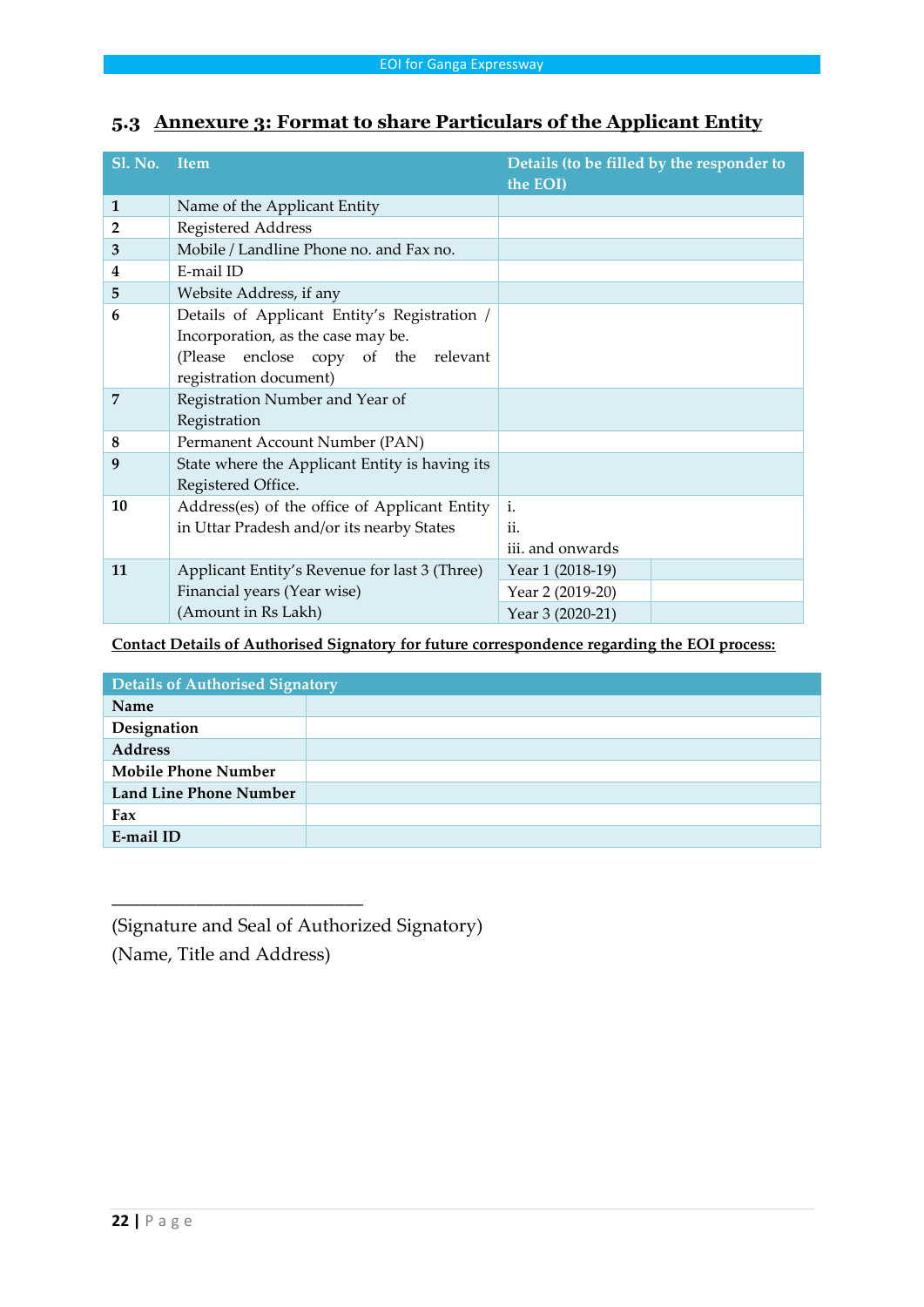## 5.3 Annexure 3: Format to share Particulars of the Applicant Entity

| Sl. No. | Item | Details (to be filled by the responder to the EOI) | |
|---|---|---|---|
| 1 | Name of the Applicant Entity | | |
| 2 | Registered Address | | |
| 3 | Mobile / Landline Phone no. and Fax no. | | |
| 4 | E-mail ID | | |
| 5 | Website Address, if any | | |
| 6 | Details of Applicant Entity's Registration / Incorporation, as the case may be. (Please enclose copy of the relevant registration document) | | |
| 7 | Registration Number and Year of Registration | | |
| 8 | Permanent Account Number (PAN) | | |
| 9 | State where the Applicant Entity is having its Registered Office. | | |
| 10 | Address(es) of the office of Applicant Entity in Uttar Pradesh and/or its nearby States | i.<br>ii.<br>iii. and onwards | |
| 11 | Applicant Entity's Revenue for last 3 (Three) Financial years (Year wise) (Amount in Rs Lakh) | Year 1 (2018-19) | |
| | | Year 2 (2019-20) | |
| | | Year 3 (2020-21) | |

**Contact Details of Authorised Signatory for future correspondence regarding the EOI process:**

| Details of Authorised Signatory | |
|---|---|
| **Name** | |
| **Designation** | |
| **Address** | |
| **Mobile Phone Number** | |
| **Land Line Phone Number** | |
| **Fax** | |
| **E-mail ID** | |

___________________________

(Signature and Seal of Authorized Signatory)

(Name, Title and Address)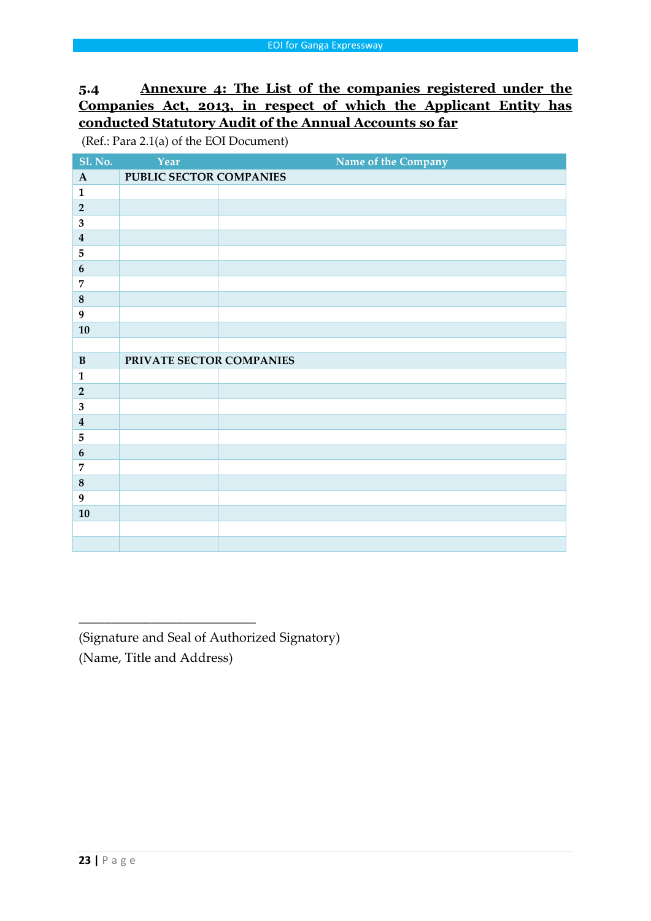### 5.4 Annexure 4: The List of the companies registered under the Companies Act, 2013, in respect of which the Applicant Entity has conducted Statutory Audit of the Annual Accounts so far

(Ref.: Para 2.1(a) of the EOI Document)

| Sl. No. | Year | Name of the Company |
|---|---|---|
| **A** | **PUBLIC SECTOR COMPANIES** | |
| **1** | | |
| **2** | | |
| **3** | | |
| **4** | | |
| **5** | | |
| **6** | | |
| **7** | | |
| **8** | | |
| **9** | | |
| **10** | | |
| | | |
| **B** | **PRIVATE SECTOR COMPANIES** | |
| **1** | | |
| **2** | | |
| **3** | | |
| **4** | | |
| **5** | | |
| **6** | | |
| **7** | | |
| **8** | | |
| **9** | | |
| **10** | | |
| | | |
| | | |

\_\_\_\_\_\_\_\_\_\_\_\_\_\_\_\_\_\_\_\_\_\_\_\_\_\_

(Signature and Seal of Authorized Signatory)

(Name, Title and Address)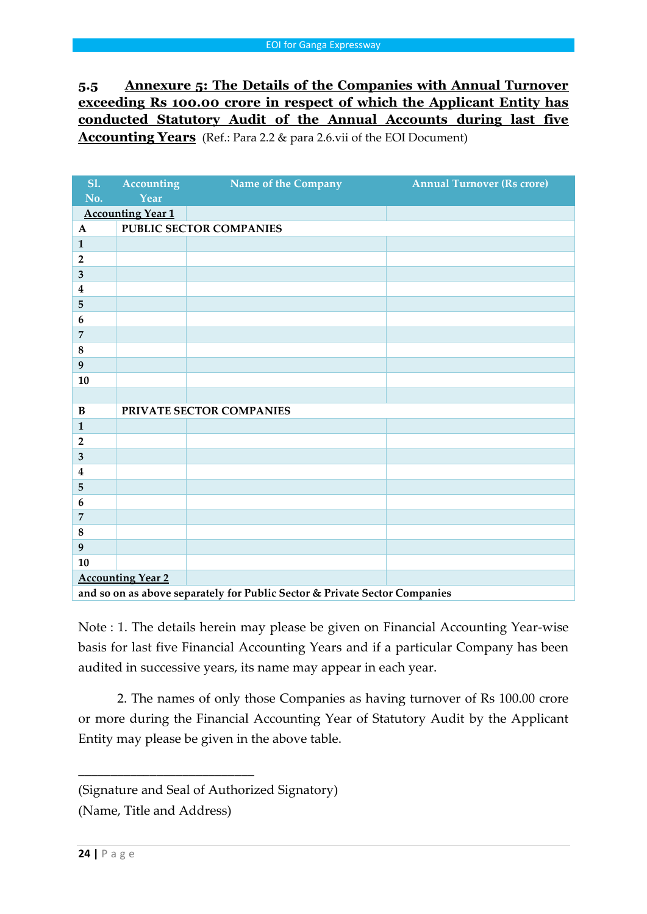## 5.5 Annexure 5: The Details of the Companies with Annual Turnover exceeding Rs 100.00 crore in respect of which the Applicant Entity has conducted Statutory Audit of the Annual Accounts during last five Accounting Years

(Ref.: Para 2.2 & para 2.6.vii of the EOI Document)

| Sl. No. | Accounting Year | Name of the Company | Annual Turnover (Rs crore) |
|---|---|---|---|
| Accounting Year 1 | | | |
| A | PUBLIC SECTOR COMPANIES | | |
| 1 | | | |
| 2 | | | |
| 3 | | | |
| 4 | | | |
| 5 | | | |
| 6 | | | |
| 7 | | | |
| 8 | | | |
| 9 | | | |
| 10 | | | |
| | | | |
| B | PRIVATE SECTOR COMPANIES | | |
| 1 | | | |
| 2 | | | |
| 3 | | | |
| 4 | | | |
| 5 | | | |
| 6 | | | |
| 7 | | | |
| 8 | | | |
| 9 | | | |
| 10 | | | |
| Accounting Year 2 | | | |
| and so on as above separately for Public Sector & Private Sector Companies | | | |

Note : 1. The details herein may please be given on Financial Accounting Year-wise basis for last five Financial Accounting Years and if a particular Company has been audited in successive years, its name may appear in each year.

2. The names of only those Companies as having turnover of Rs 100.00 crore or more during the Financial Accounting Year of Statutory Audit by the Applicant Entity may please be given in the above table.

\_\_\_\_\_\_\_\_\_\_\_\_\_\_\_\_\_\_\_\_\_\_\_\_\_\_\_

(Signature and Seal of Authorized Signatory)

(Name, Title and Address)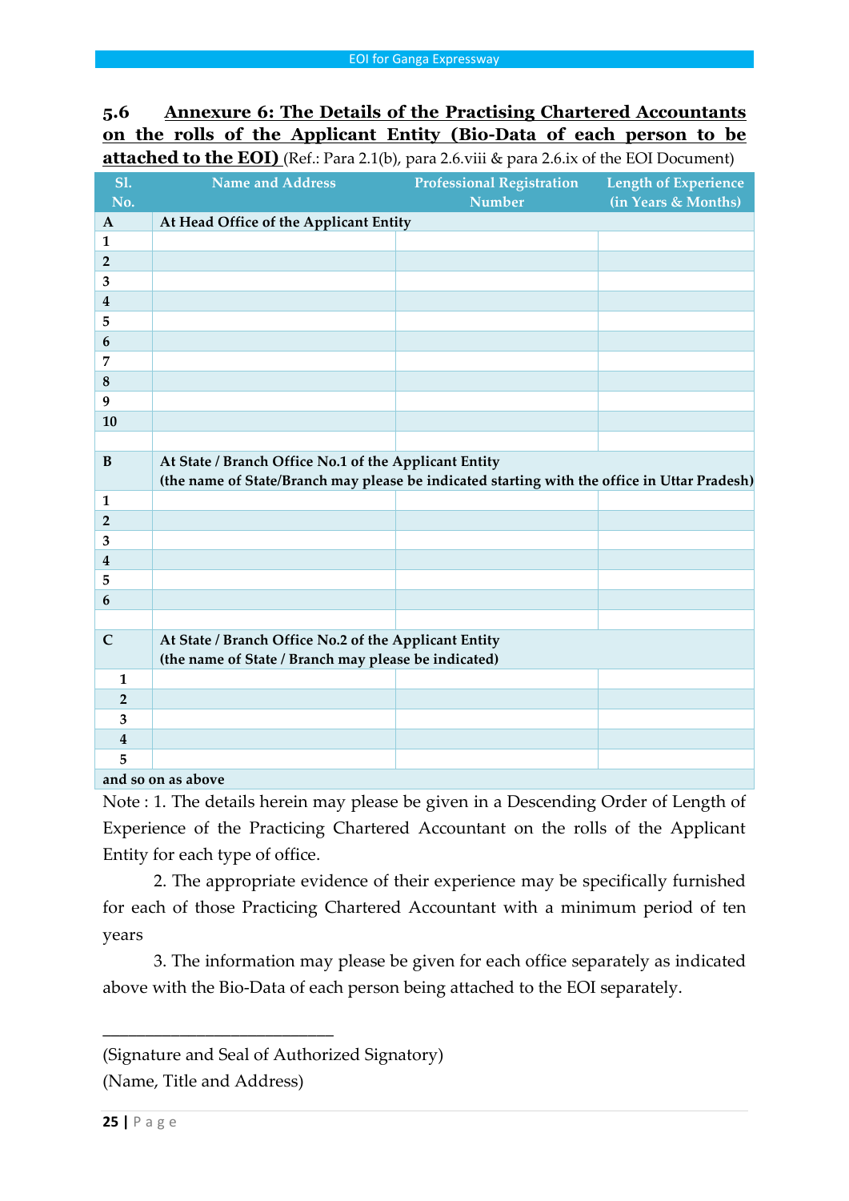## 5.6 Annexure 6: The Details of the Practising Chartered Accountants on the rolls of the Applicant Entity (Bio-Data of each person to be attached to the EOI) (Ref.: Para 2.1(b), para 2.6.viii & para 2.6.ix of the EOI Document)

| Sl. No. | Name and Address | Professional Registration Number | Length of Experience (in Years & Months) |
|---|---|---|---|
| **A** | **At Head Office of the Applicant Entity** | | |
| 1 | | | |
| 2 | | | |
| 3 | | | |
| 4 | | | |
| 5 | | | |
| 6 | | | |
| 7 | | | |
| 8 | | | |
| 9 | | | |
| 10 | | | |
| | | | |
| **B** | **At State / Branch Office No.1 of the Applicant Entity (the name of State/Branch may please be indicated starting with the office in Uttar Pradesh)** | | |
| 1 | | | |
| 2 | | | |
| 3 | | | |
| 4 | | | |
| 5 | | | |
| 6 | | | |
| | | | |
| **C** | **At State / Branch Office No.2 of the Applicant Entity (the name of State / Branch may please be indicated)** | | |
| 1 | | | |
| 2 | | | |
| 3 | | | |
| 4 | | | |
| 5 | | | |
| **and so on as above** | | | |

Note : 1. The details herein may please be given in a Descending Order of Length of Experience of the Practicing Chartered Accountant on the rolls of the Applicant Entity for each type of office.

2. The appropriate evidence of their experience may be specifically furnished for each of those Practicing Chartered Accountant with a minimum period of ten years

3. The information may please be given for each office separately as indicated above with the Bio-Data of each person being attached to the EOI separately.

_________________________

(Signature and Seal of Authorized Signatory)

(Name, Title and Address)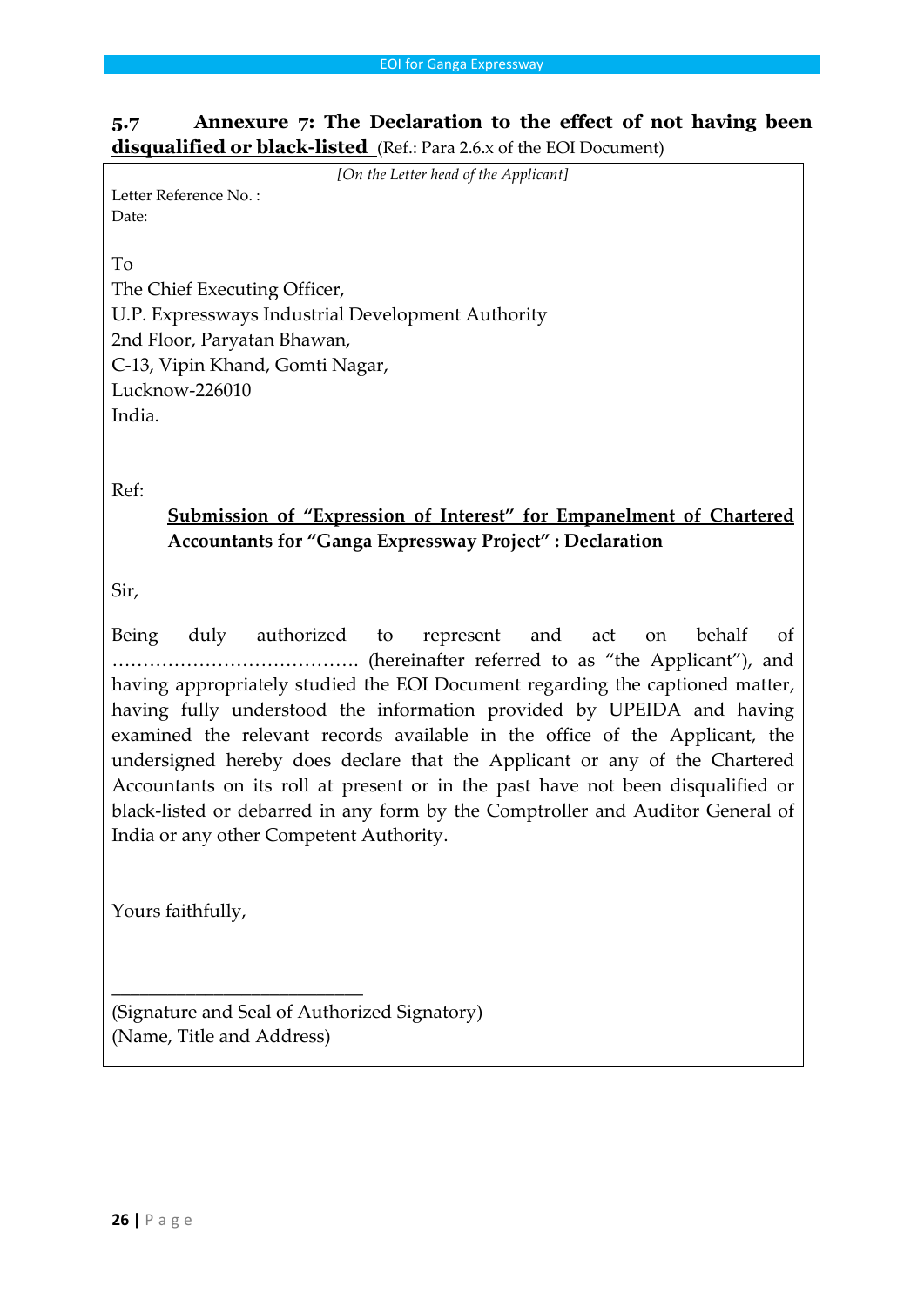## 5.7 **Annexure 7: The Declaration to the effect of not having been disqualified or black-listed** (Ref.: Para 2.6.x of the EOI Document)

*[On the Letter head of the Applicant]*

Letter Reference No. :
Date:

To
The Chief Executing Officer,
U.P. Expressways Industrial Development Authority
2nd Floor, Paryatan Bhawan,
C-13, Vipin Khand, Gomti Nagar,
Lucknow-226010
India.

Ref:

**Submission of "Expression of Interest" for Empanelment of Chartered Accountants for "Ganga Expressway Project" : Declaration**

Sir,

Being duly authorized to represent and act on behalf of ………………………………… (hereinafter referred to as "the Applicant"), and having appropriately studied the EOI Document regarding the captioned matter, having fully understood the information provided by UPEIDA and having examined the relevant records available in the office of the Applicant, the undersigned hereby does declare that the Applicant or any of the Chartered Accountants on its roll at present or in the past have not been disqualified or black-listed or debarred in any form by the Comptroller and Auditor General of India or any other Competent Authority.

Yours faithfully,

_________________________
(Signature and Seal of Authorized Signatory)
(Name, Title and Address)